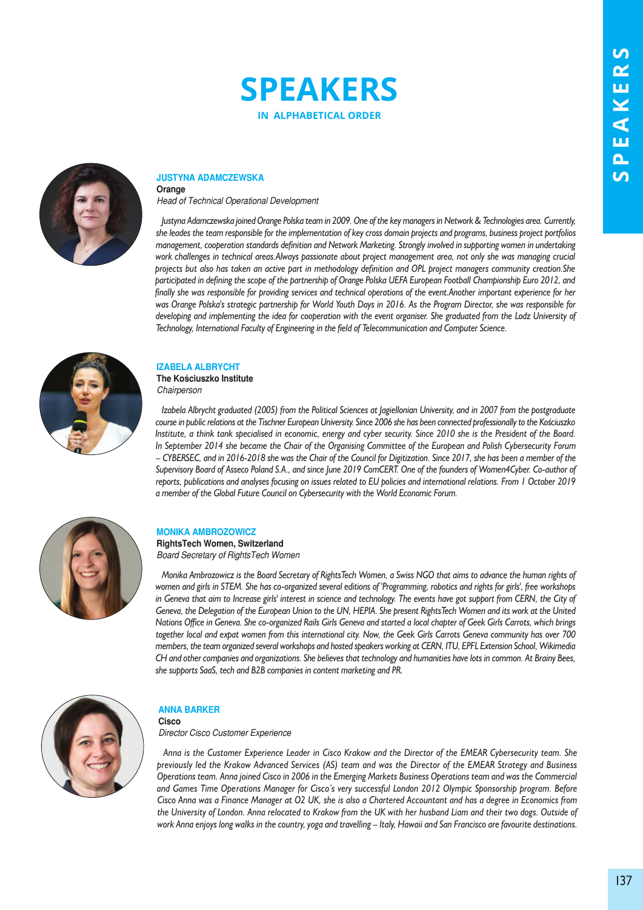# SPEAKERS

**IN ALPHABETICAL ORDER**

### JUSTYNA ADAMCZEWSKA

**Orange**

*Head of Technical Operational Development*

*Justyna Adamczewska joined Orange Polska team in 2009. One of the key managers in Network & Technologies area. Currently, she leades the team responsible for the implementation of key cross domain projects and programs, business project portfolios management, cooperation standards definition and Network Marketing. Strongly involved in supporting women in undertaking work challenges in technical areas.Always passionate about project management area, not only she was managing crucial projects but also has taken an active part in methodology definition and OPL project managers community creation.She participated in defining the scope of the partnership of Orange Polska UEFA European Football Championship Euro 2012, and finally she was responsible for providing services and technical operations of the event.Another important experience for her was Orange Polska's strategic partnership for World Youth Days in 2016. As the Program Director, she was responsible for developing and implementing the idea for cooperation with the event organiser. She graduated from the Lodz University of Technology, International Faculty of Engineering in the field of Telecommunication and Computer Science.*

### IZABELA ALBRYCHT

**The Kościuszko Institute**

*Chairperson*

*Izabela Albrycht graduated (2005) from the Political Sciences at Jagiellonian University, and in 2007 from the postgraduate course in public relations at the Tischner European University. Since 2006 she has been connected professionally to the Kościuszko Institute, a think tank specialised in economic, energy and cyber security. Since 2010 she is the President of the Board. In September 2014 she became the Chair of the Organising Committee of the European and Polish Cybersecurity Forum – CYBERSEC, and in 2016-2018 she was the Chair of the Council for Digitization. Since 2017, she has been a member of the Supervisory Board of Asseco Poland S.A., and since June 2019 ComCERT. One of the founders of Women4Cyber. Co-author of reports, publications and analyses focusing on issues related to EU policies and international relations. From 1 October 2019 a member of the Global Future Council on Cybersecurity with the World Economic Forum.*

### MONIKA AMBROZOWICZ

**RightsTech Women, Switzerland**

*Board Secretary of RightsTech Women*

*Monika Ambrozowicz is the Board Secretary of RightsTech Women, a Swiss NGO that aims to advance the human rights of women and girls in STEM. She has co-organized several editions of 'Programming, robotics and rights for girls', free workshops in Geneva that aim to Increase girls' interest in science and technology. The events have got support from CERN, the City of Geneva, the Delegation of the European Union to the UN, HEPIA. She present RightsTech Women and its work at the United Nations Office in Geneva. She co-organized Rails Girls Geneva and started a local chapter of Geek Girls Carrots, which brings together local and expat women from this international city. Now, the Geek Girls Carrots Geneva community has over 700 members, the team organized several workshops and hosted speakers working at CERN, ITU, EPFL Extension School, Wikimedia CH and other companies and organizations. She believes that technology and humanities have lots in common. At Brainy Bees, she supports SaaS, tech and B2B companies in content marketing and PR.*

### ANNA BARKER

**Cisco**

*Director Cisco Customer Experience*

*Anna is the Customer Experience Leader in Cisco Krakow and the Director of the EMEAR Cybersecurity team. She previously led the Krakow Advanced Services (AS) team and was the Director of the EMEAR Strategy and Business Operations team. Anna joined Cisco in 2006 in the Emerging Markets Business Operations team and was the Commercial and Games Time Operations Manager for Cisco's very successful London 2012 Olympic Sponsorship program. Before Cisco Anna was a Finance Manager at O2 UK, she is also a Chartered Accountant and has a degree in Economics from the University of London. Anna relocated to Krakow from the UK with her husband Liam and their two dogs. Outside of work Anna enjoys long walks in the country, yoga and travelling – Italy, Hawaii and San Francisco are favourite destinations.*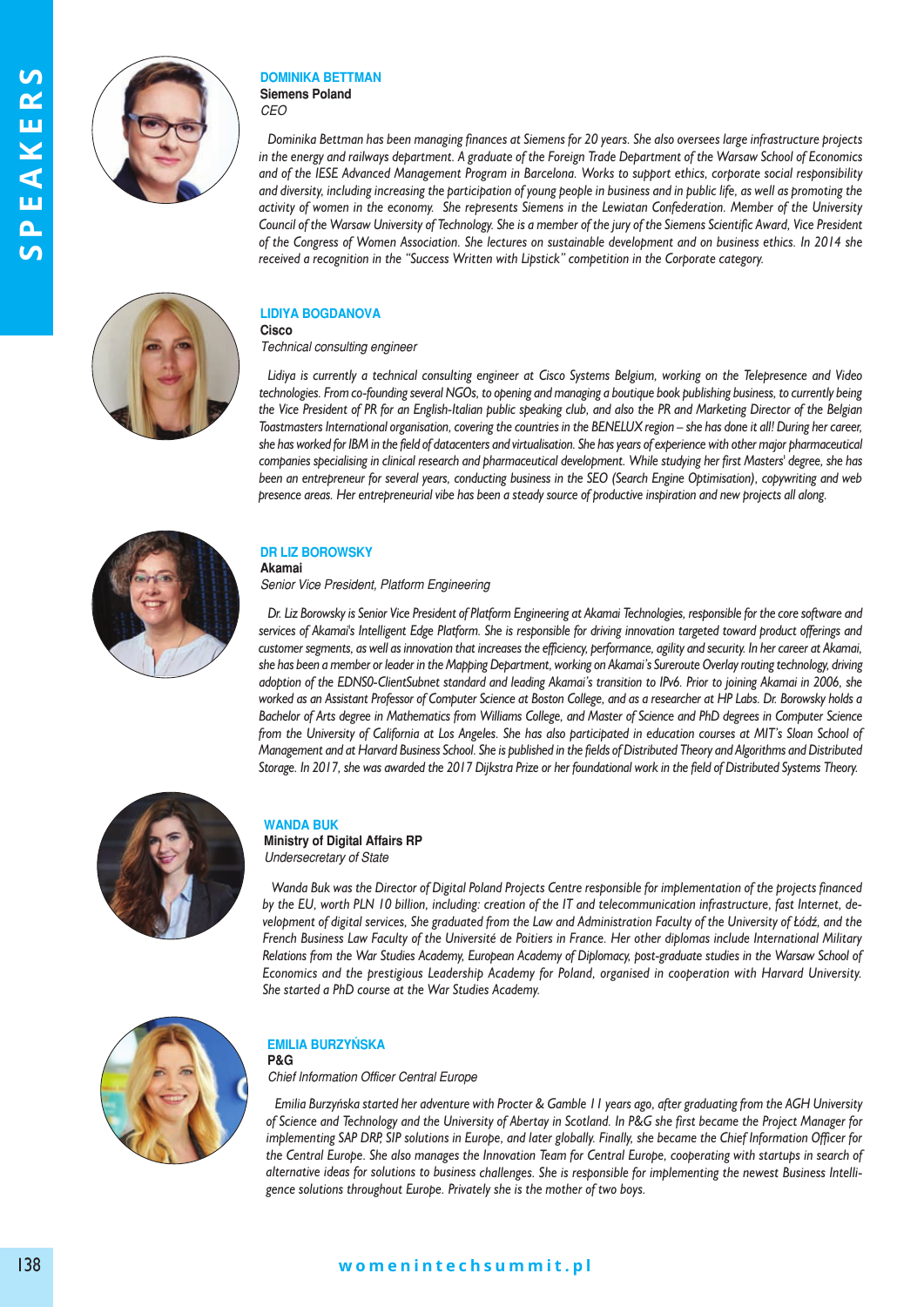## DOMINIKA BETTMAN

**Siemens Poland**
*CEO*

*Dominika Bettman has been managing finances at Siemens for 20 years. She also oversees large infrastructure projects in the energy and railways department. A graduate of the Foreign Trade Department of the Warsaw School of Economics and of the IESE Advanced Management Program in Barcelona. Works to support ethics, corporate social responsibility and diversity, including increasing the participation of young people in business and in public life, as well as promoting the activity of women in the economy. She represents Siemens in the Lewiatan Confederation. Member of the University Council of the Warsaw University of Technology. She is a member of the jury of the Siemens Scientific Award, Vice President of the Congress of Women Association. She lectures on sustainable development and on business ethics. In 2014 she received a recognition in the "Success Written with Lipstick" competition in the Corporate category.*

## LIDIYA BOGDANOVA

**Cisco**
*Technical consulting engineer*

*Lidiya is currently a technical consulting engineer at Cisco Systems Belgium, working on the Telepresence and Video technologies. From co-founding several NGOs, to opening and managing a boutique book publishing business, to currently being the Vice President of PR for an English-Italian public speaking club, and also the PR and Marketing Director of the Belgian Toastmasters International organisation, covering the countries in the BENELUX region – she has done it all! During her career, she has worked for IBM in the field of datacenters and virtualisation. She has years of experience with other major pharmaceutical companies specialising in clinical research and pharmaceutical development. While studying her first Masters' degree, she has been an entrepreneur for several years, conducting business in the SEO (Search Engine Optimisation), copywriting and web presence areas. Her entrepreneurial vibe has been a steady source of productive inspiration and new projects all along.*

## DR LIZ BOROWSKY

**Akamai**
*Senior Vice President, Platform Engineering*

*Dr. Liz Borowsky is Senior Vice President of Platform Engineering at Akamai Technologies, responsible for the core software and services of Akamai's Intelligent Edge Platform. She is responsible for driving innovation targeted toward product offerings and customer segments, as well as innovation that increases the efficiency, performance, agility and security. In her career at Akamai, she has been a member or leader in the Mapping Department, working on Akamai's Sureroute Overlay routing technology, driving adoption of the EDNS0-ClientSubnet standard and leading Akamai's transition to IPv6. Prior to joining Akamai in 2006, she worked as an Assistant Professor of Computer Science at Boston College, and as a researcher at HP Labs. Dr. Borowsky holds a Bachelor of Arts degree in Mathematics from Williams College, and Master of Science and PhD degrees in Computer Science from the University of California at Los Angeles. She has also participated in education courses at MIT's Sloan School of Management and at Harvard Business School. She is published in the fields of Distributed Theory and Algorithms and Distributed Storage. In 2017, she was awarded the 2017 Dijkstra Prize or her foundational work in the field of Distributed Systems Theory.*

## WANDA BUK

**Ministry of Digital Affairs RP**
*Undersecretary of State*

*Wanda Buk was the Director of Digital Poland Projects Centre responsible for implementation of the projects financed by the EU, worth PLN 10 billion, including: creation of the IT and telecommunication infrastructure, fast Internet, development of digital services, She graduated from the Law and Administration Faculty of the University of Łódź, and the French Business Law Faculty of the Université de Poitiers in France. Her other diplomas include International Military Relations from the War Studies Academy, European Academy of Diplomacy, post-graduate studies in the Warsaw School of Economics and the prestigious Leadership Academy for Poland, organised in cooperation with Harvard University. She started a PhD course at the War Studies Academy.*

## EMILIA BURZYŃSKA

**P&G**
*Chief Information Officer Central Europe*

*Emilia Burzyńska started her adventure with Procter & Gamble 11 years ago, after graduating from the AGH University of Science and Technology and the University of Abertay in Scotland. In P&G she first became the Project Manager for implementing SAP DRP, SIP solutions in Europe, and later globally. Finally, she became the Chief Information Officer for the Central Europe. She also manages the Innovation Team for Central Europe, cooperating with startups in search of alternative ideas for solutions to business challenges. She is responsible for implementing the newest Business Intelligence solutions throughout Europe. Privately she is the mother of two boys.*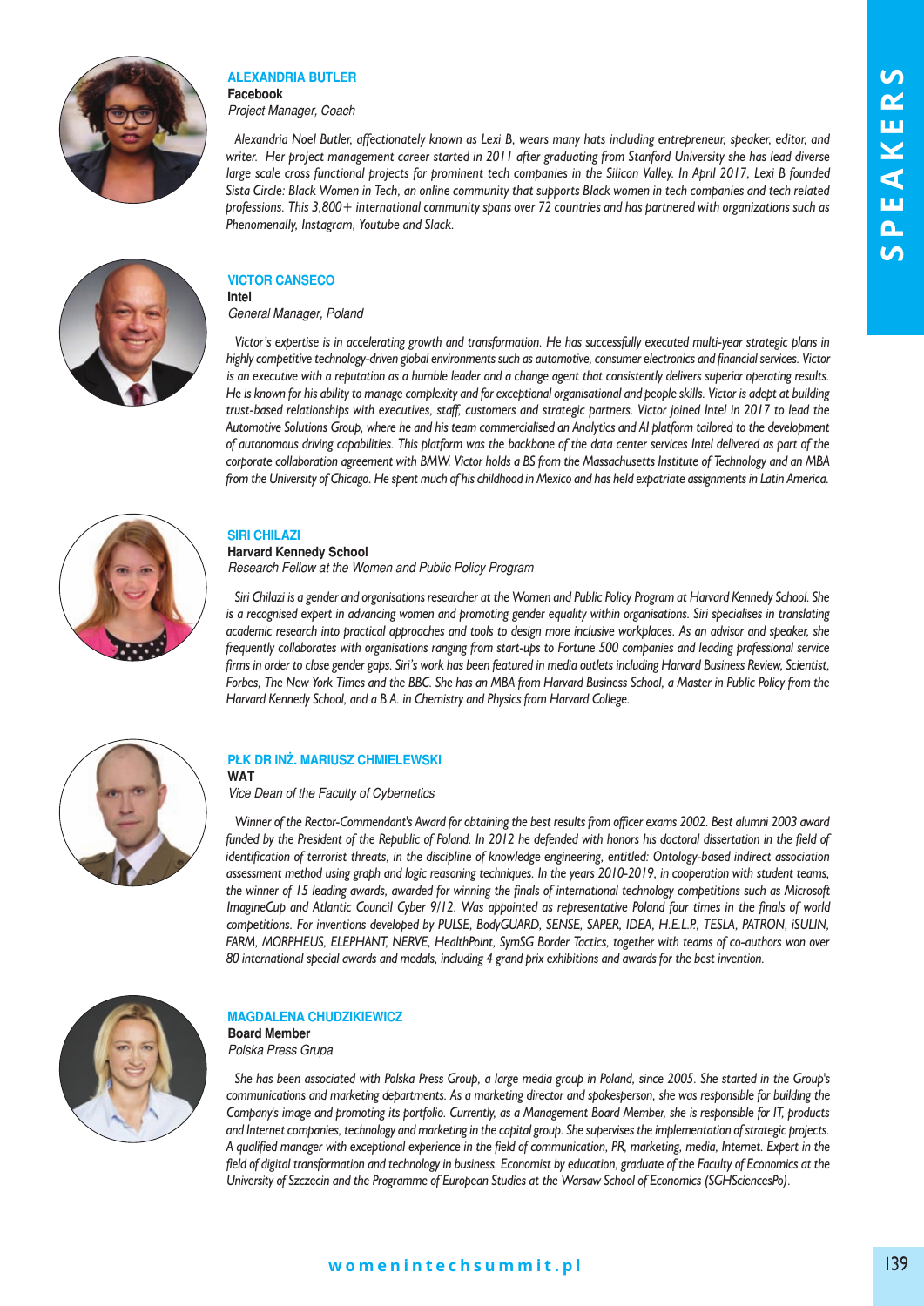### ALEXANDRIA BUTLER

**Facebook**

*Project Manager, Coach*

*Alexandria Noel Butler, affectionately known as Lexi B, wears many hats including entrepreneur, speaker, editor, and writer. Her project management career started in 2011 after graduating from Stanford University she has lead diverse large scale cross functional projects for prominent tech companies in the Silicon Valley. In April 2017, Lexi B founded Sista Circle: Black Women in Tech, an online community that supports Black women in tech companies and tech related professions. This 3,800+ international community spans over 72 countries and has partnered with organizations such as Phenomenally, Instagram, Youtube and Slack.*

### VICTOR CANSECO

**Intel**

*General Manager, Poland*

*Victor's expertise is in accelerating growth and transformation. He has successfully executed multi-year strategic plans in highly competitive technology-driven global environments such as automotive, consumer electronics and financial services. Victor is an executive with a reputation as a humble leader and a change agent that consistently delivers superior operating results. He is known for his ability to manage complexity and for exceptional organisational and people skills. Victor is adept at building trust-based relationships with executives, staff, customers and strategic partners. Victor joined Intel in 2017 to lead the Automotive Solutions Group, where he and his team commercialised an Analytics and AI platform tailored to the development of autonomous driving capabilities. This platform was the backbone of the data center services Intel delivered as part of the corporate collaboration agreement with BMW. Victor holds a BS from the Massachusetts Institute of Technology and an MBA from the University of Chicago. He spent much of his childhood in Mexico and has held expatriate assignments in Latin America.*

### SIRI CHILAZI

**Harvard Kennedy School**

*Research Fellow at the Women and Public Policy Program*

*Siri Chilazi is a gender and organisations researcher at the Women and Public Policy Program at Harvard Kennedy School. She is a recognised expert in advancing women and promoting gender equality within organisations. Siri specialises in translating academic research into practical approaches and tools to design more inclusive workplaces. As an advisor and speaker, she frequently collaborates with organisations ranging from start-ups to Fortune 500 companies and leading professional service firms in order to close gender gaps. Siri's work has been featured in media outlets including Harvard Business Review, Scientist, Forbes, The New York Times and the BBC. She has an MBA from Harvard Business School, a Master in Public Policy from the Harvard Kennedy School, and a B.A. in Chemistry and Physics from Harvard College.*

### PŁK DR INŻ. MARIUSZ CHMIELEWSKI

**WAT**

*Vice Dean of the Faculty of Cybernetics*

*Winner of the Rector-Commendant's Award for obtaining the best results from officer exams 2002. Best alumni 2003 award funded by the President of the Republic of Poland. In 2012 he defended with honors his doctoral dissertation in the field of identification of terrorist threats, in the discipline of knowledge engineering, entitled: Ontology-based indirect association assessment method using graph and logic reasoning techniques. In the years 2010-2019, in cooperation with student teams, the winner of 15 leading awards, awarded for winning the finals of international technology competitions such as Microsoft ImagineCup and Atlantic Council Cyber 9/12. Was appointed as representative Poland four times in the finals of world competitions. For inventions developed by PULSE, BodyGUARD, SENSE, SAPER, IDEA, H.E.L.P., TESLA, PATRON, iSULIN, FARM, MORPHEUS, ELEPHANT, NERVE, HealthPoint, SymSG Border Tactics, together with teams of co-authors won over 80 international special awards and medals, including 4 grand prix exhibitions and awards for the best invention.*

### MAGDALENA CHUDZIKIEWICZ

**Board Member**

*Polska Press Grupa*

*She has been associated with Polska Press Group, a large media group in Poland, since 2005. She started in the Group's communications and marketing departments. As a marketing director and spokesperson, she was responsible for building the Company's image and promoting its portfolio. Currently, as a Management Board Member, she is responsible for IT, products and Internet companies, technology and marketing in the capital group. She supervises the implementation of strategic projects. A qualified manager with exceptional experience in the field of communication, PR, marketing, media, Internet. Expert in the field of digital transformation and technology in business. Economist by education, graduate of the Faculty of Economics at the University of Szczecin and the Programme of European Studies at the Warsaw School of Economics (SGHSciencesPo).*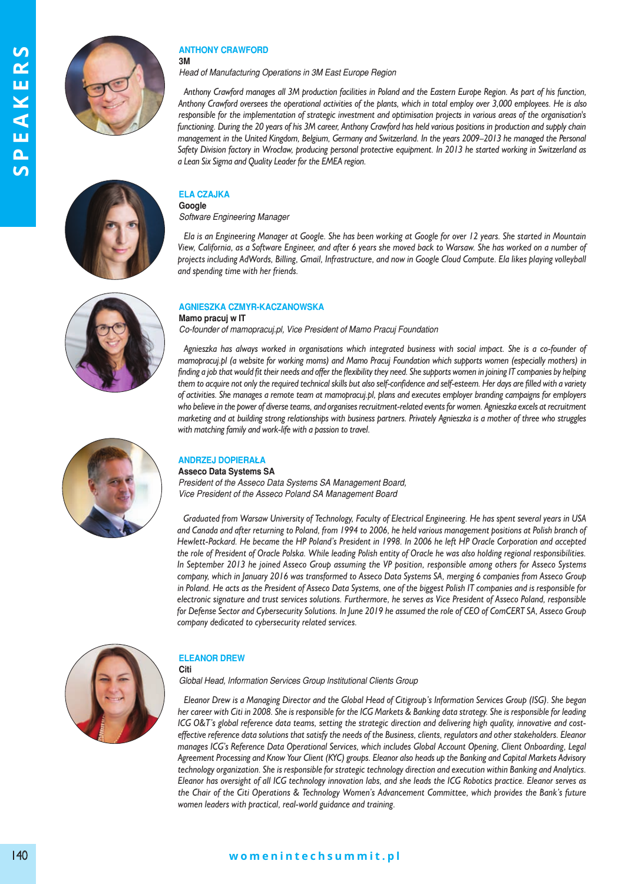# SPEAKERS

### ANTHONY CRAWFORD

**3M**

*Head of Manufacturing Operations in 3M East Europe Region*

*Anthony Crawford manages all 3M production facilities in Poland and the Eastern Europe Region. As part of his function, Anthony Crawford oversees the operational activities of the plants, which in total employ over 3,000 employees. He is also responsible for the implementation of strategic investment and optimisation projects in various areas of the organisation's functioning. During the 20 years of his 3M career, Anthony Crawford has held various positions in production and supply chain management in the United Kingdom, Belgium, Germany and Switzerland. In the years 2009–2013 he managed the Personal Safety Division factory in Wrocław, producing personal protective equipment. In 2013 he started working in Switzerland as a Lean Six Sigma and Quality Leader for the EMEA region.*

### ELA CZAJKA

**Google**

*Software Engineering Manager*

*Ela is an Engineering Manager at Google. She has been working at Google for over 12 years. She started in Mountain View, California, as a Software Engineer, and after 6 years she moved back to Warsaw. She has worked on a number of projects including AdWords, Billing, Gmail, Infrastructure, and now in Google Cloud Compute. Ela likes playing volleyball and spending time with her friends.*

### AGNIESZKA CZMYR-KACZANOWSKA

**Mamo pracuj w IT**

*Co-founder of mamopracuj.pl, Vice President of Mamo Pracuj Foundation*

*Agnieszka has always worked in organisations which integrated business with social impact. She is a co-founder of mamopracuj.pl (a website for working moms) and Mamo Pracuj Foundation which supports women (especially mothers) in finding a job that would fit their needs and offer the flexibility they need. She supports women in joining IT companies by helping them to acquire not only the required technical skills but also self-confidence and self-esteem. Her days are filled with a variety of activities. She manages a remote team at mamopracuj.pl, plans and executes employer branding campaigns for employers who believe in the power of diverse teams, and organises recruitment-related events for women. Agnieszka excels at recruitment marketing and at building strong relationships with business partners. Privately Agnieszka is a mother of three who struggles with matching family and work-life with a passion to travel.*

### ANDRZEJ DOPIERAŁA

**Asseco Data Systems SA**

*President of the Asseco Data Systems SA Management Board,*
*Vice President of the Asseco Poland SA Management Board*

*Graduated from Warsaw University of Technology, Faculty of Electrical Engineering. He has spent several years in USA and Canada and after returning to Poland, from 1994 to 2006, he held various management positions at Polish branch of Hewlett-Packard. He became the HP Poland's President in 1998. In 2006 he left HP Oracle Corporation and accepted the role of President of Oracle Polska. While leading Polish entity of Oracle he was also holding regional responsibilities. In September 2013 he joined Asseco Group assuming the VP position, responsible among others for Asseco Systems company, which in January 2016 was transformed to Asseco Data Systems SA, merging 6 companies from Asseco Group in Poland. He acts as the President of Asseco Data Systems, one of the biggest Polish IT companies and is responsible for electronic signature and trust services solutions. Furthermore, he serves as Vice President of Asseco Poland, responsible for Defense Sector and Cybersecurity Solutions. In June 2019 he assumed the role of CEO of ComCERT SA, Asseco Group company dedicated to cybersecurity related services.*

### ELEANOR DREW

**Citi**

*Global Head, Information Services Group Institutional Clients Group*

*Eleanor Drew is a Managing Director and the Global Head of Citigroup's Information Services Group (ISG). She began her career with Citi in 2008. She is responsible for the ICG Markets & Banking data strategy. She is responsible for leading ICG O&T's global reference data teams, setting the strategic direction and delivering high quality, innovative and cost-effective reference data solutions that satisfy the needs of the Business, clients, regulators and other stakeholders. Eleanor manages ICG's Reference Data Operational Services, which includes Global Account Opening, Client Onboarding, Legal Agreement Processing and Know Your Client (KYC) groups. Eleanor also heads up the Banking and Capital Markets Advisory technology organization. She is responsible for strategic technology direction and execution within Banking and Analytics. Eleanor has oversight of all ICG technology innovation labs, and she leads the ICG Robotics practice. Eleanor serves as the Chair of the Citi Operations & Technology Women's Advancement Committee, which provides the Bank's future women leaders with practical, real-world guidance and training.*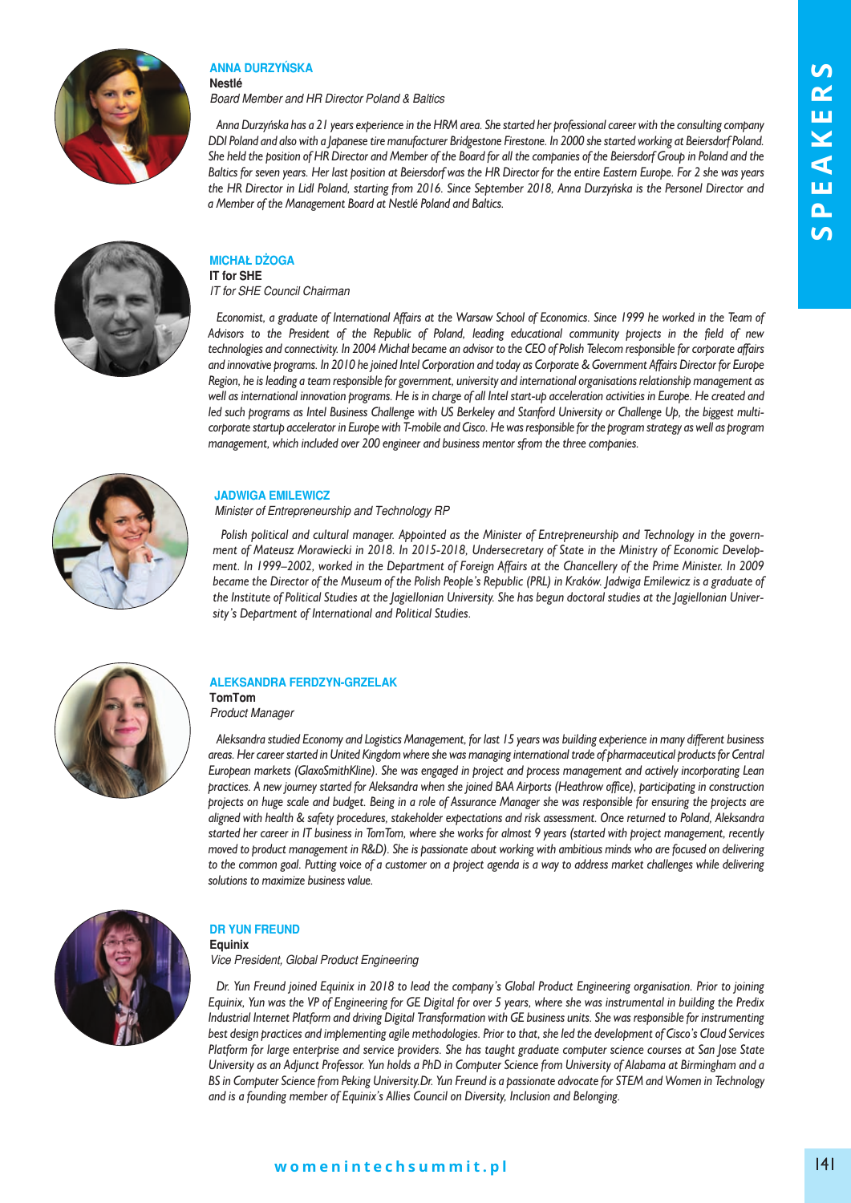### ANNA DURZYŃSKA

**Nestlé**

*Board Member and HR Director Poland & Baltics*

*Anna Durzyńska has a 21 years experience in the HRM area. She started her professional career with the consulting company DDI Poland and also with a Japanese tire manufacturer Bridgestone Firestone. In 2000 she started working at Beiersdorf Poland. She held the position of HR Director and Member of the Board for all the companies of the Beirsdorf Group in Poland and the Baltics for seven years. Her last position at Beiersdorf was the HR Director for the entire Eastern Europe. For 2 she was years the HR Director in Lidl Poland, starting from 2016. Since September 2018, Anna Durzyńska is the Personel Director and a Member of the Management Board at Nestlé Poland and Baltics.*

### MICHAŁ DŻOGA

**IT for SHE**

*IT for SHE Council Chairman*

*Economist, a graduate of International Affairs at the Warsaw School of Economics. Since 1999 he worked in the Team of Advisors to the President of the Republic of Poland, leading educational community projects in the field of new technologies and connectivity. In 2004 Michał became an advisor to the CEO of Polish Telecom responsible for corporate affairs and innovative programs. In 2010 he joined Intel Corporation and today as Corporate & Government Affairs Director for Europe Region, he is leading a team responsible for government, university and international organisations relationship management as well as international innovation programs. He is in charge of all Intel start-up acceleration activities in Europe. He created and led such programs as Intel Business Challenge with US Berkeley and Stanford University or Challenge Up, the biggest multi-corporate startup accelerator in Europe with T-mobile and Cisco. He was responsible for the program strategy as well as program management, which included over 200 engineer and business mentor sfrom the three companies.*

### JADWIGA EMILEWICZ

*Minister of Entrepreneurship and Technology RP*

*Polish political and cultural manager. Appointed as the Minister of Entrepreneurship and Technology in the government of Mateusz Morawiecki in 2018. In 2015-2018, Undersecretary of State in the Ministry of Economic Development. In 1999–2002, worked in the Department of Foreign Affairs at the Chancellery of the Prime Minister. In 2009 became the Director of the Museum of the Polish People's Republic (PRL) in Kraków. Jadwiga Emilewicz is a graduate of the Institute of Political Studies at the Jagiellonian University. She has begun doctoral studies at the Jagiellonian University's Department of International and Political Studies.*

### ALEKSANDRA FERDZYN-GRZELAK

**TomTom**

*Product Manager*

*Aleksandra studied Economy and Logistics Management, for last 15 years was building experience in many different business areas. Her career started in United Kingdom where she was managing international trade of pharmaceutical products for Central European markets (GlaxoSmithKline). She was engaged in project and process management and actively incorporating Lean practices. A new journey started for Aleksandra when she joined BAA Airports (Heathrow office), participating in construction projects on huge scale and budget. Being in a role of Assurance Manager she was responsible for ensuring the projects are aligned with health & safety procedures, stakeholder expectations and risk assessment. Once returned to Poland, Aleksandra started her career in IT business in TomTom, where she works for almost 9 years (started with project management, recently moved to product management in R&D). She is passionate about working with ambitious minds who are focused on delivering to the common goal. Putting voice of a customer on a project agenda is a way to address market challenges while delivering solutions to maximize business value.*

### DR YUN FREUND

**Equinix**

*Vice President, Global Product Engineering*

*Dr. Yun Freund joined Equinix in 2018 to lead the company's Global Product Engineering organisation. Prior to joining Equinix, Yun was the VP of Engineering for GE Digital for over 5 years, where she was instrumental in building the Predix Industrial Internet Platform and driving Digital Transformation with GE business units. She was responsible for instrumenting best design practices and implementing agile methodologies. Prior to that, she led the development of Cisco's Cloud Services Platform for large enterprise and service providers. She has taught graduate computer science courses at San Jose State University as an Adjunct Professor. Yun holds a PhD in Computer Science from University of Alabama at Birmingham and a BS in Computer Science from Peking University.Dr. Yun Freund is a passionate advocate for STEM and Women in Technology and is a founding member of Equinix's Allies Council on Diversity, Inclusion and Belonging.*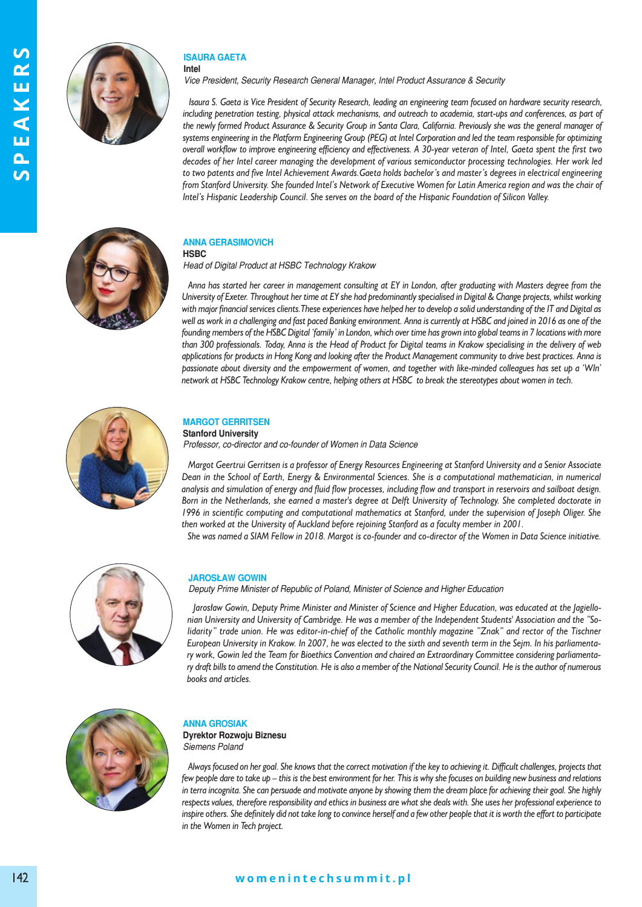## ISAURA GAETA

**Intel**

*Vice President, Security Research General Manager, Intel Product Assurance & Security*

*Isaura S. Gaeta is Vice President of Security Research, leading an engineering team focused on hardware security research, including penetration testing, physical attack mechanisms, and outreach to academia, start-ups and conferences, as part of the newly formed Product Assurance & Security Group in Santa Clara, California. Previously she was the general manager of systems engineering in the Platform Engineering Group (PEG) at Intel Corporation and led the team responsible for optimizing overall workflow to improve engineering efficiency and effectiveness. A 30-year veteran of Intel, Gaeta spent the first two decades of her Intel career managing the development of various semiconductor processing technologies. Her work led to two patents and five Intel Achievement Awards.Gaeta holds bachelor's and master's degrees in electrical engineering from Stanford University. She founded Intel's Network of Executive Women for Latin America region and was the chair of Intel's Hispanic Leadership Council. She serves on the board of the Hispanic Foundation of Silicon Valley.*

## ANNA GERASIMOVICH

**HSBC**

*Head of Digital Product at HSBC Technology Krakow*

*Anna has started her career in management consulting at EY in London, after graduating with Masters degree from the University of Exeter. Throughout her time at EY she had predominantly specialised in Digital & Change projects, whilst working with major financial services clients.These experiences have helped her to develop a solid understanding of the IT and Digital as well as work in a challenging and fast paced Banking environment. Anna is currently at HSBC and joined in 2016 as one of the founding members of the HSBC Digital 'family' in London, which over time has grown into global teams in 7 locations with more than 300 professionals. Today, Anna is the Head of Product for Digital teams in Krakow specialising in the delivery of web applications for products in Hong Kong and looking after the Product Management community to drive best practices. Anna is passionate about diversity and the empowerment of women, and together with like-minded colleagues has set up a 'WIn' network at HSBC Technology Krakow centre, helping others at HSBC to break the stereotypes about women in tech.*

## MARGOT GERRITSEN

**Stanford University**

*Professor, co-director and co-founder of Women in Data Science*

*Margot Geertrui Gerritsen is a professor of Energy Resources Engineering at Stanford University and a Senior Associate Dean in the School of Earth, Energy & Environmental Sciences. She is a computational mathematician, in numerical analysis and simulation of energy and fluid flow processes, including flow and transport in reservoirs and sailboat design. Born in the Netherlands, she earned a master's degree at Delft University of Technology. She completed doctorate in 1996 in scientific computing and computational mathematics at Stanford, under the supervision of Joseph Oliger. She then worked at the University of Auckland before rejoining Stanford as a faculty member in 2001.*

*She was named a SIAM Fellow in 2018. Margot is co-founder and co-director of the Women in Data Science initiative.*

## JAROSŁAW GOWIN

*Deputy Prime Minister of Republic of Poland, Minister of Science and Higher Education*

*Jarosław Gowin, Deputy Prime Minister and Minister of Science and Higher Education, was educated at the Jagiellonian University and University of Cambridge. He was a member of the Independent Students' Association and the "Solidarity" trade union. He was editor-in-chief of the Catholic monthly magazine "Znak" and rector of the Tischner European University in Krakow. In 2007, he was elected to the sixth and seventh term in the Sejm. In his parliamentary work, Gowin led the Team for Bioethics Convention and chaired an Extraordinary Committee considering parliamentary draft bills to amend the Constitution. He is also a member of the National Security Council. He is the author of numerous books and articles.*

## ANNA GROSIAK

**Dyrektor Rozwoju Biznesu**

*Siemens Poland*

*Always focused on her goal. She knows that the correct motivation if the key to achieving it. Difficult challenges, projects that few people dare to take up – this is the best environment for her. This is why she focuses on building new business and relations in terra incognita. She can persuade and motivate anyone by showing them the dream place for achieving their goal. She highly respects values, therefore responsibility and ethics in business are what she deals with. She uses her professional experience to inspire others. She definitely did not take long to convince herself and a few other people that it is worth the effort to participate in the Women in Tech project.*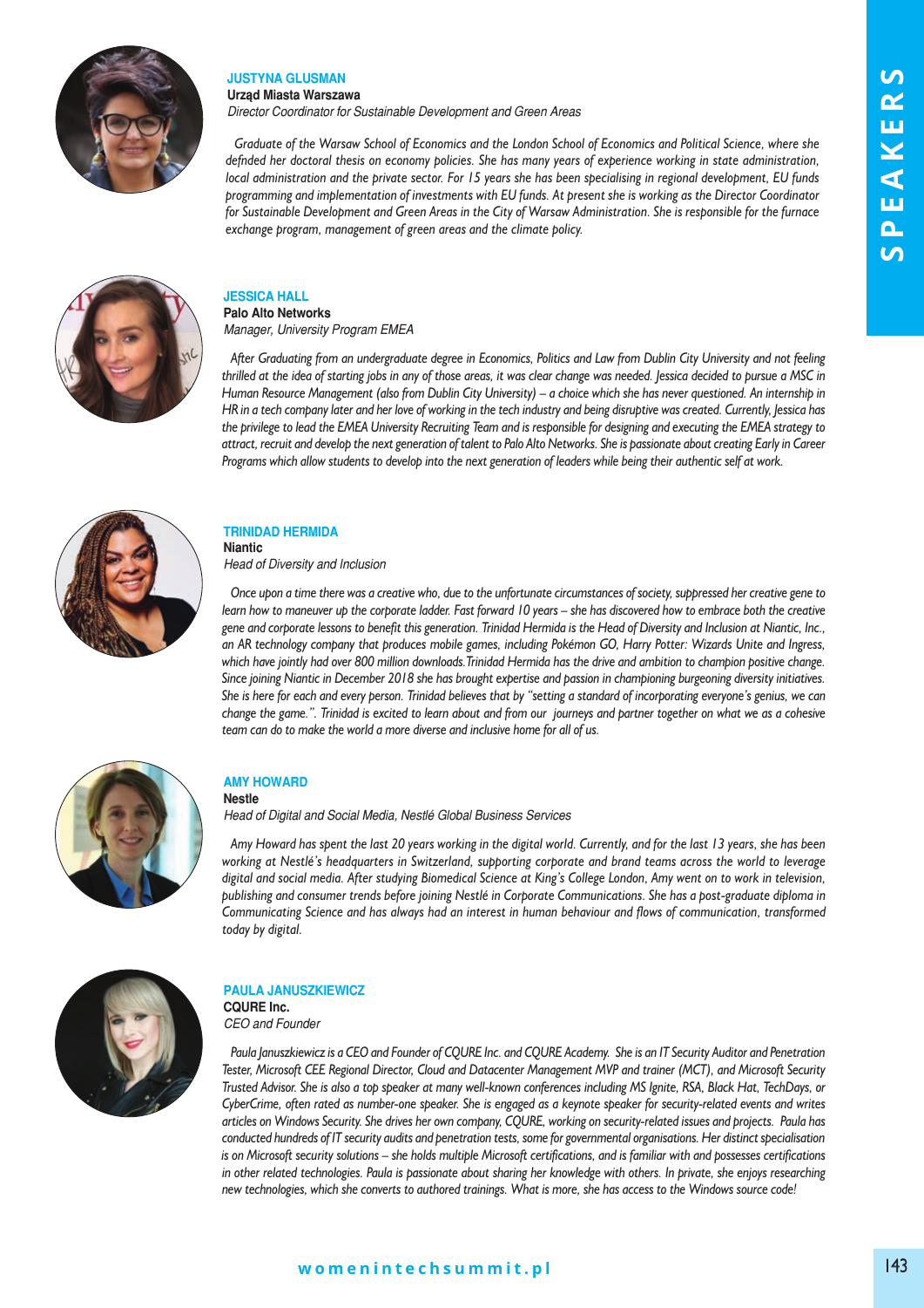## JUSTYNA GLUSMAN

**Urząd Miasta Warszawa**

*Director Coordinator for Sustainable Development and Green Areas*

*Graduate of the Warsaw School of Economics and the London School of Economics and Political Science, where she defnded her doctoral thesis on economy policies. She has many years of experience working in state administration, local administration and the private sector. For 15 years she has been specialising in regional development, EU funds programming and implementation of investments with EU funds. At present she is working as the Director Coordinator for Sustainable Development and Green Areas in the City of Warsaw Administration. She is responsible for the furnace exchange program, management of green areas and the climate policy.*

## JESSICA HALL

**Palo Alto Networks**

*Manager, University Program EMEA*

*After Graduating from an undergraduate degree in Economics, Politics and Law from Dublin City University and not feeling thrilled at the idea of starting jobs in any of those areas, it was clear change was needed. Jessica decided to pursue a MSC in Human Resource Management (also from Dublin City University) – a choice which she has never questioned. An internship in HR in a tech company later and her love of working in the tech industry and being disruptive was created. Currently, Jessica has the privilege to lead the EMEA University Recruiting Team and is responsible for designing and executing the EMEA strategy to attract, recruit and develop the next generation of talent to Palo Alto Networks. She is passionate about creating Early in Career Programs which allow students to develop into the next generation of leaders while being their authentic self at work.*

## TRINIDAD HERMIDA

**Niantic**

*Head of Diversity and Inclusion*

*Once upon a time there was a creative who, due to the unfortunate circumstances of society, suppressed her creative gene to learn how to maneuver up the corporate ladder. Fast forward 10 years – she has discovered how to embrace both the creative gene and corporate lessons to benefit this generation. Trinidad Hermida is the Head of Diversity and Inclusion at Niantic, Inc., an AR technology company that produces mobile games, including Pokémon GO, Harry Potter: Wizards Unite and Ingress, which have jointly had over 800 million downloads.Trinidad Hermida has the drive and ambition to champion positive change. Since joining Niantic in December 2018 she has brought expertise and passion in championing burgeoning diversity initiatives. She is here for each and every person. Trinidad believes that by "setting a standard of incorporating everyone's genius, we can change the game.". Trinidad is excited to learn about and from our journeys and partner together on what we as a cohesive team can do to make the world a more diverse and inclusive home for all of us.*

## AMY HOWARD

**Nestle**

*Head of Digital and Social Media, Nestlé Global Business Services*

*Amy Howard has spent the last 20 years working in the digital world. Currently, and for the last 13 years, she has been working at Nestlé's headquarters in Switzerland, supporting corporate and brand teams across the world to leverage digital and social media. After studying Biomedical Science at King's College London, Amy went on to work in television, publishing and consumer trends before joining Nestlé in Corporate Communications. She has a post-graduate diploma in Communicating Science and has always had an interest in human behaviour and flows of communication, transformed today by digital.*

## PAULA JANUSZKIEWICZ

**CQURE Inc.**

*CEO and Founder*

*Paula Januszkiewicz is a CEO and Founder of CQURE Inc. and CQURE Academy. She is an IT Security Auditor and Penetration Tester, Microsoft CEE Regional Director, Cloud and Datacenter Management MVP and trainer (MCT), and Microsoft Security Trusted Advisor. She is also a top speaker at many well-known conferences including MS Ignite, RSA, Black Hat, TechDays, or CyberCrime, often rated as number-one speaker. She is engaged as a keynote speaker for security-related events and writes articles on Windows Security. She drives her own company, CQURE, working on security-related issues and projects. Paula has conducted hundreds of IT security audits and penetration tests, some for governmental organisations. Her distinct specialisation is on Microsoft security solutions – she holds multiple Microsoft certifications, and is familiar with and possesses certifications in other related technologies. Paula is passionate about sharing her knowledge with others. In private, she enjoys researching new technologies, which she converts to authored trainings. What is more, she has access to the Windows source code!*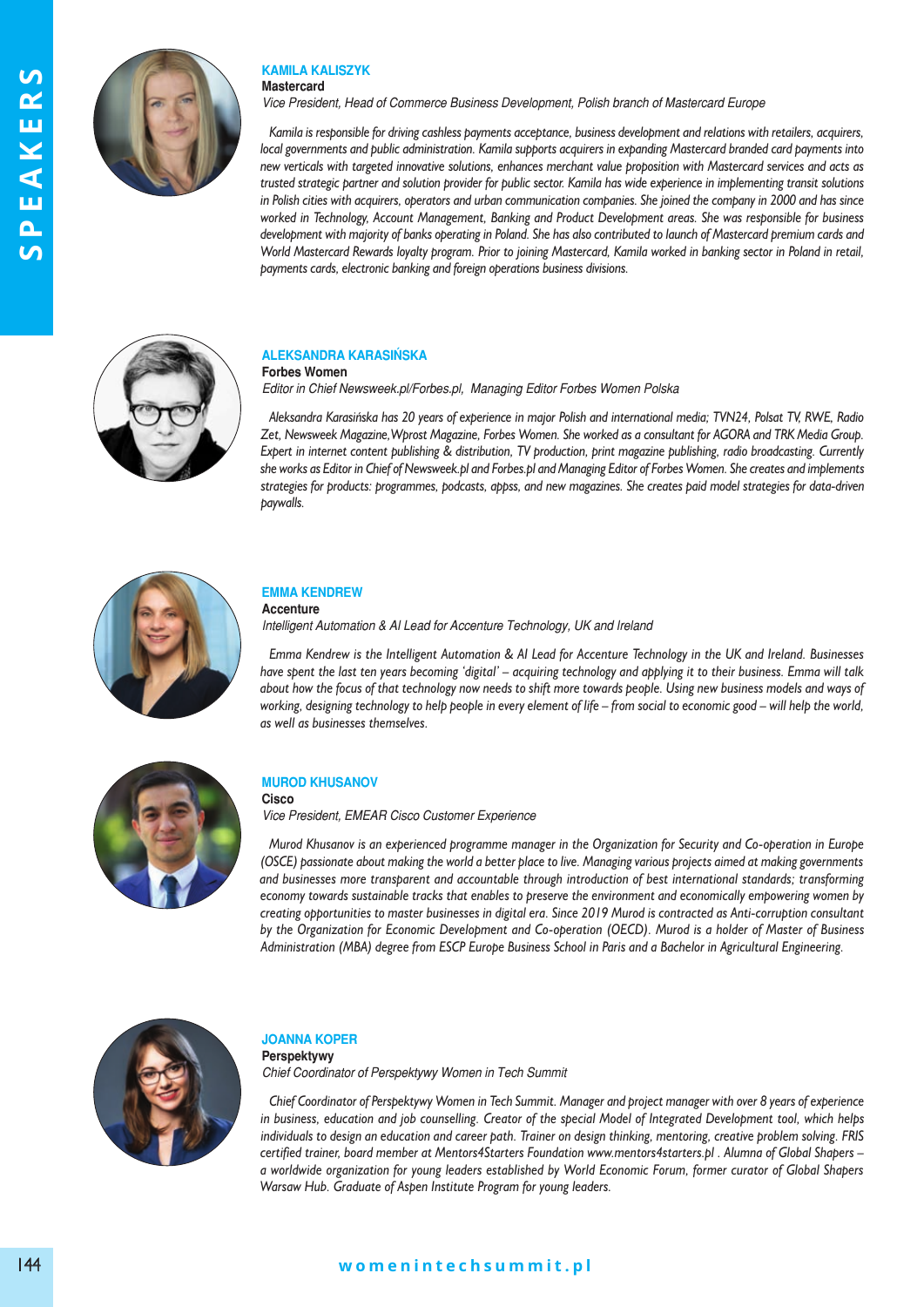## KAMILA KALISZYK

**Mastercard**

*Vice President, Head of Commerce Business Development, Polish branch of Mastercard Europe*

*Kamila is responsible for driving cashless payments acceptance, business development and relations with retailers, acquirers, local governments and public administration. Kamila supports acquirers in expanding Mastercard branded card payments into new verticals with targeted innovative solutions, enhances merchant value proposition with Mastercard services and acts as trusted strategic partner and solution provider for public sector. Kamila has wide experience in implementing transit solutions in Polish cities with acquirers, operators and urban communication companies. She joined the company in 2000 and has since worked in Technology, Account Management, Banking and Product Development areas. She was responsible for business development with majority of banks operating in Poland. She has also contributed to launch of Mastercard premium cards and World Mastercard Rewards loyalty program. Prior to joining Mastercard, Kamila worked in banking sector in Poland in retail, payments cards, electronic banking and foreign operations business divisions.*

## ALEKSANDRA KARASIŃSKA

**Forbes Women**

*Editor in Chief Newsweek.pl/Forbes.pl, Managing Editor Forbes Women Polska*

*Aleksandra Karasińska has 20 years of experience in major Polish and international media; TVN24, Polsat TV, RWE, Radio Zet, Newsweek Magazine, Wprost Magazine, Forbes Women. She worked as a consultant for AGORA and TRK Media Group. Expert in internet content publishing & distribution, TV production, print magazine publishing, radio broadcasting. Currently she works as Editor in Chief of Newsweek.pl and Forbes.pl and Managing Editor of Forbes Women. She creates and implements strategies for products: programmes, podcasts, apps, and new magazines. She creates paid model strategies for data-driven paywalls.*

## EMMA KENDREW

**Accenture**

*Intelligent Automation & AI Lead for Accenture Technology, UK and Ireland*

*Emma Kendrew is the Intelligent Automation & AI Lead for Accenture Technology in the UK and Ireland. Businesses have spent the last ten years becoming 'digital' – acquiring technology and applying it to their business. Emma will talk about how the focus of that technology now needs to shift more towards people. Using new business models and ways of working, designing technology to help people in every element of life – from social to economic good – will help the world, as well as businesses themselves.*

## MUROD KHUSANOV

**Cisco**

*Vice President, EMEAR Cisco Customer Experience*

*Murod Khusanov is an experienced programme manager in the Organization for Security and Co-operation in Europe (OSCE) passionate about making the world a better place to live. Managing various projects aimed at making governments and businesses more transparent and accountable through introduction of best international standards; transforming economy towards sustainable tracks that enables to preserve the environment and economically empowering women by creating opportunities to master businesses in digital era. Since 2019 Murod is contracted as Anti-corruption consultant by the Organization for Economic Development and Co-operation (OECD). Murod is a holder of Master of Business Administration (MBA) degree from ESCP Europe Business School in Paris and a Bachelor in Agricultural Engineering.*

## JOANNA KOPER

**Perspektywy**

*Chief Coordinator of Perspektywy Women in Tech Summit*

*Chief Coordinator of Perspektywy Women in Tech Summit. Manager and project manager with over 8 years of experience in business, education and job counselling. Creator of the special Model of Integrated Development tool, which helps individuals to design an education and career path. Trainer on design thinking, mentoring, creative problem solving. FRIS certified trainer, board member at Mentors4Starters Foundation www.mentors4starters.pl . Alumna of Global Shapers – a worldwide organization for young leaders established by World Economic Forum, former curator of Global Shapers Warsaw Hub. Graduate of Aspen Institute Program for young leaders.*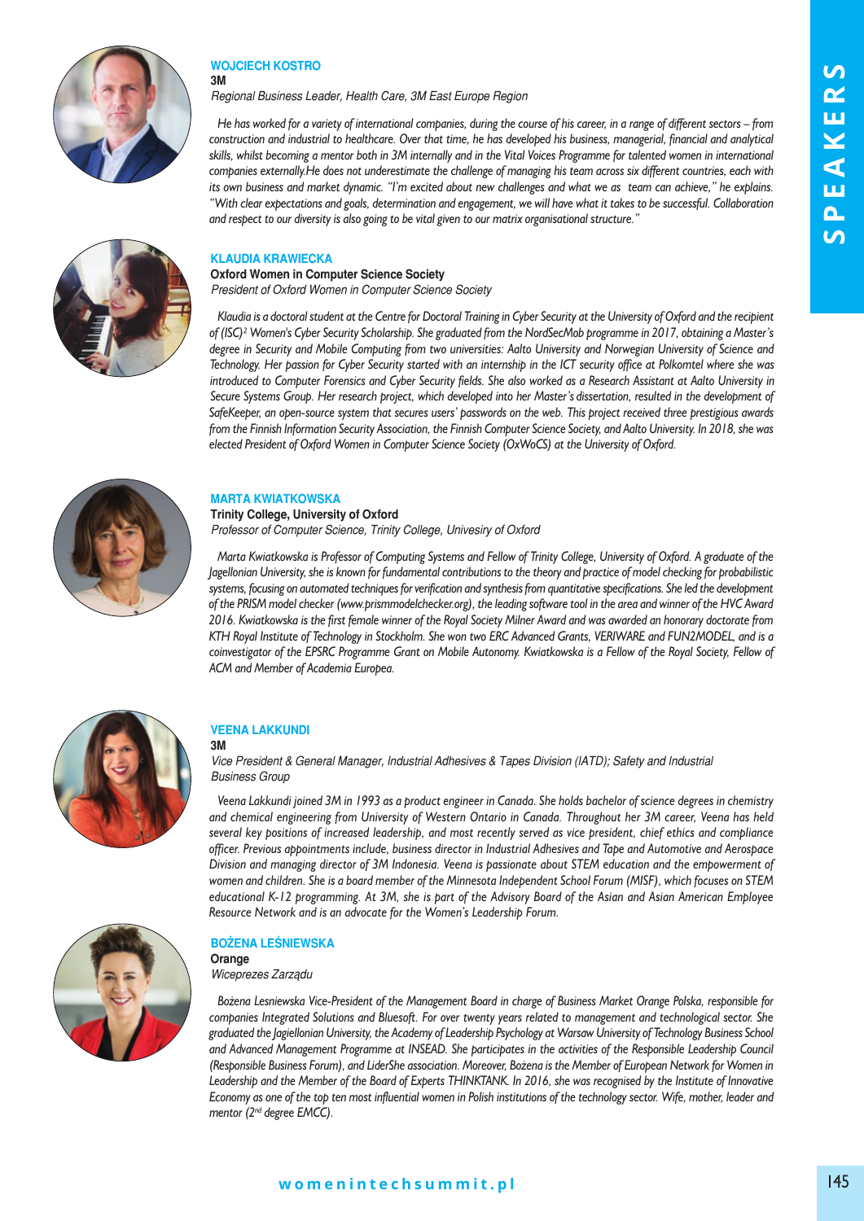## WOJCIECH KOSTRO

**3M**

*Regional Business Leader, Health Care, 3M East Europe Region*

*He has worked for a variety of international companies, during the course of his career, in a range of different sectors – from construction and industrial to healthcare. Over that time, he has developed his business, managerial, financial and analytical skills, whilst becoming a mentor both in 3M internally and in the Vital Voices Programme for talented women in international companies externally.He does not underestimate the challenge of managing his team across six different countries, each with its own business and market dynamic. "I'm excited about new challenges and what we as team can achieve," he explains. "With clear expectations and goals, determination and engagement, we will have what it takes to be successful. Collaboration and respect to our diversity is also going to be vital given to our matrix organisational structure."*

## KLAUDIA KRAWIECKA

**Oxford Women in Computer Science Society**

*President of Oxford Women in Computer Science Society*

*Klaudia is a doctoral student at the Centre for Doctoral Training in Cyber Security at the University of Oxford and the recipient of (ISC)² Women's Cyber Security Scholarship. She graduated from the NordSecMob programme in 2017, obtaining a Master's degree in Security and Mobile Computing from two universities: Aalto University and Norwegian University of Science and Technology. Her passion for Cyber Security started with an internship in the ICT security office at Polkomtel where she was introduced to Computer Forensics and Cyber Security fields. She also worked as a Research Assistant at Aalto University in Secure Systems Group. Her research project, which developed into her Master's dissertation, resulted in the development of SafeKeeper, an open-source system that secures users' passwords on the web. This project received three prestigious awards from the Finnish Information Security Association, the Finnish Computer Science Society, and Aalto University. In 2018, she was elected President of Oxford Women in Computer Science Society (OxWoCS) at the University of Oxford.*

## MARTA KWIATKOWSKA

**Trinity College, University of Oxford**

*Professor of Computer Science, Trinity College, Univesiry of Oxford*

*Marta Kwiatkowska is Professor of Computing Systems and Fellow of Trinity College, University of Oxford. A graduate of the Jagellonian University, she is known for fundamental contributions to the theory and practice of model checking for probabilistic systems, focusing on automated techniques for verification and synthesis from quantitative specifications. She led the development of the PRISM model checker (www.prismmodelchecker.org), the leading software tool in the area and winner of the HVC Award 2016. Kwiatkowska is the first female winner of the Royal Society Milner Award and was awarded an honorary doctorate from KTH Royal Institute of Technology in Stockholm. She won two ERC Advanced Grants, VERIWARE and FUN2MODEL, and is a coinvestigator of the EPSRC Programme Grant on Mobile Autonomy. Kwiatkowska is a Fellow of the Royal Society, Fellow of ACM and Member of Academia Europea.*

## VEENA LAKKUNDI

**3M**

*Vice President & General Manager, Industrial Adhesives & Tapes Division (IATD); Safety and Industrial Business Group*

*Veena Lakkundi joined 3M in 1993 as a product engineer in Canada. She holds bachelor of science degrees in chemistry and chemical engineering from University of Western Ontario in Canada. Throughout her 3M career, Veena has held several key positions of increased leadership, and most recently served as vice president, chief ethics and compliance officer. Previous appointments include, business director in Industrial Adhesives and Tape and Automotive and Aerospace Division and managing director of 3M Indonesia. Veena is passionate about STEM education and the empowerment of women and children. She is a board member of the Minnesota Independent School Forum (MISF), which focuses on STEM educational K-12 programming. At 3M, she is part of the Advisory Board of the Asian and Asian American Employee Resource Network and is an advocate for the Women's Leadership Forum.*

## BOŻENA LEŚNIEWSKA

**Orange**

*Wiceprezes Zarządu*

*Bożena Lesniewska Vice-President of the Management Board in charge of Business Market Orange Polska, responsible for companies Integrated Solutions and Bluesoft. For over twenty years related to management and technological sector. She graduated the Jagiellonian University, the Academy of Leadership Psychology at Warsaw University of Technology Business School and Advanced Management Programme at INSEAD. She participates in the activities of the Responsible Leadership Council (Responsible Business Forum), and LiderShe association. Moreover, Bożena is the Member of European Network for Women in Leadership and the Member of the Board of Experts THINKTANK. In 2016, she was recognised by the Institute of Innovative Economy as one of the top ten most influential women in Polish institutions of the technology sector. Wife, mother, leader and mentor (2nd degree EMCC).*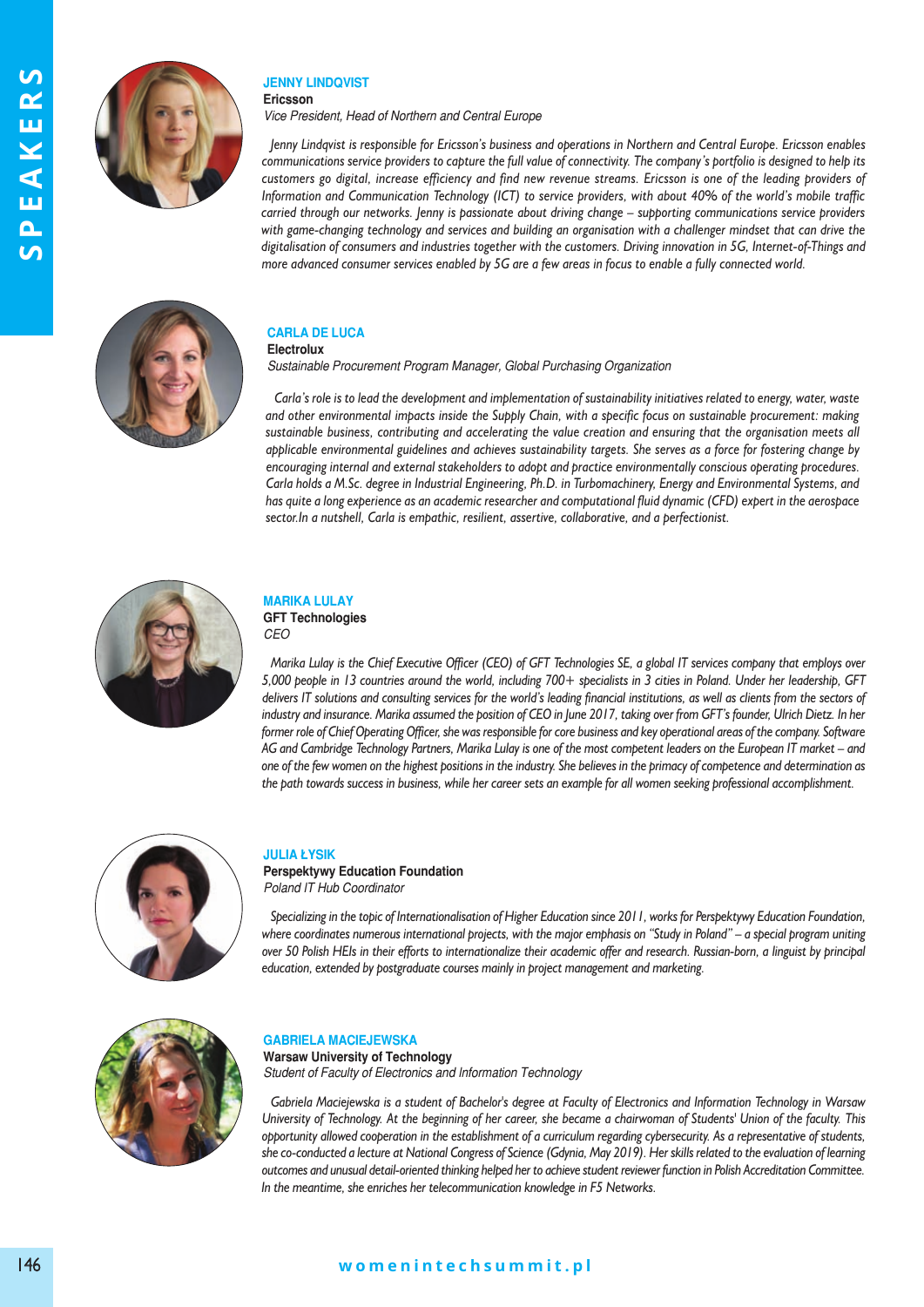### JENNY LINDQVIST

**Ericsson**

*Vice President, Head of Northern and Central Europe*

*Jenny Lindqvist is responsible for Ericsson's business and operations in Northern and Central Europe. Ericsson enables communications service providers to capture the full value of connectivity. The company's portfolio is designed to help its customers go digital, increase efficiency and find new revenue streams. Ericsson is one of the leading providers of Information and Communication Technology (ICT) to service providers, with about 40% of the world's mobile traffic carried through our networks. Jenny is passionate about driving change – supporting communications service providers with game-changing technology and services and building an organisation with a challenger mindset that can drive the digitalisation of consumers and industries together with the customers. Driving innovation in 5G, Internet-of-Things and more advanced consumer services enabled by 5G are a few areas in focus to enable a fully connected world.*

### CARLA DE LUCA

**Electrolux**

*Sustainable Procurement Program Manager, Global Purchasing Organization*

*Carla's role is to lead the development and implementation of sustainability initiatives related to energy, water, waste and other environmental impacts inside the Supply Chain, with a specific focus on sustainable procurement: making sustainable business, contributing and accelerating the value creation and ensuring that the organisation meets all applicable environmental guidelines and achieves sustainability targets. She serves as a force for fostering change by encouraging internal and external stakeholders to adopt and practice environmentally conscious operating procedures. Carla holds a M.Sc. degree in Industrial Engineering, Ph.D. in Turbomachinery, Energy and Environmental Systems, and has quite a long experience as an academic researcher and computational fluid dynamic (CFD) expert in the aerospace sector.In a nutshell, Carla is empathic, resilient, assertive, collaborative, and a perfectionist.*

### MARIKA LULAY

**GFT Technologies**

*CEO*

*Marika Lulay is the Chief Executive Officer (CEO) of GFT Technologies SE, a global IT services company that employs over 5,000 people in 13 countries around the world, including 700+ specialists in 3 cities in Poland. Under her leadership, GFT delivers IT solutions and consulting services for the world's leading financial institutions, as well as clients from the sectors of industry and insurance. Marika assumed the position of CEO in June 2017, taking over from GFT's founder, Ulrich Dietz. In her former role of Chief Operating Officer, she was responsible for core business and key operational areas of the company. Software AG and Cambridge Technology Partners, Marika Lulay is one of the most competent leaders on the European IT market – and one of the few women on the highest positions in the industry. She believes in the primacy of competence and determination as the path towards success in business, while her career sets an example for all women seeking professional accomplishment.*

### JULIA ŁYSIK

**Perspektywy Education Foundation**

*Poland IT Hub Coordinator*

*Specializing in the topic of Internationalisation of Higher Education since 2011, works for Perspektywy Education Foundation, where coordinates numerous international projects, with the major emphasis on "Study in Poland" – a special program uniting over 50 Polish HEIs in their efforts to internationalize their academic offer and research. Russian-born, a linguist by principal education, extended by postgraduate courses mainly in project management and marketing.*

### GABRIELA MACIEJEWSKA

**Warsaw University of Technology**

*Student of Faculty of Electronics and Information Technology*

*Gabriela Maciejewska is a student of Bachelor's degree at Faculty of Electronics and Information Technology in Warsaw University of Technology. At the beginning of her career, she became a chairwoman of Students' Union of the faculty. This opportunity allowed cooperation in the establishment of a curriculum regarding cybersecurity. As a representative of students, she co-conducted a lecture at National Congress of Science (Gdynia, May 2019). Her skills related to the evaluation of learning outcomes and unusual detail-oriented thinking helped her to achieve student reviewer function in Polish Accreditation Committee. In the meantime, she enriches her telecommunication knowledge in F5 Networks.*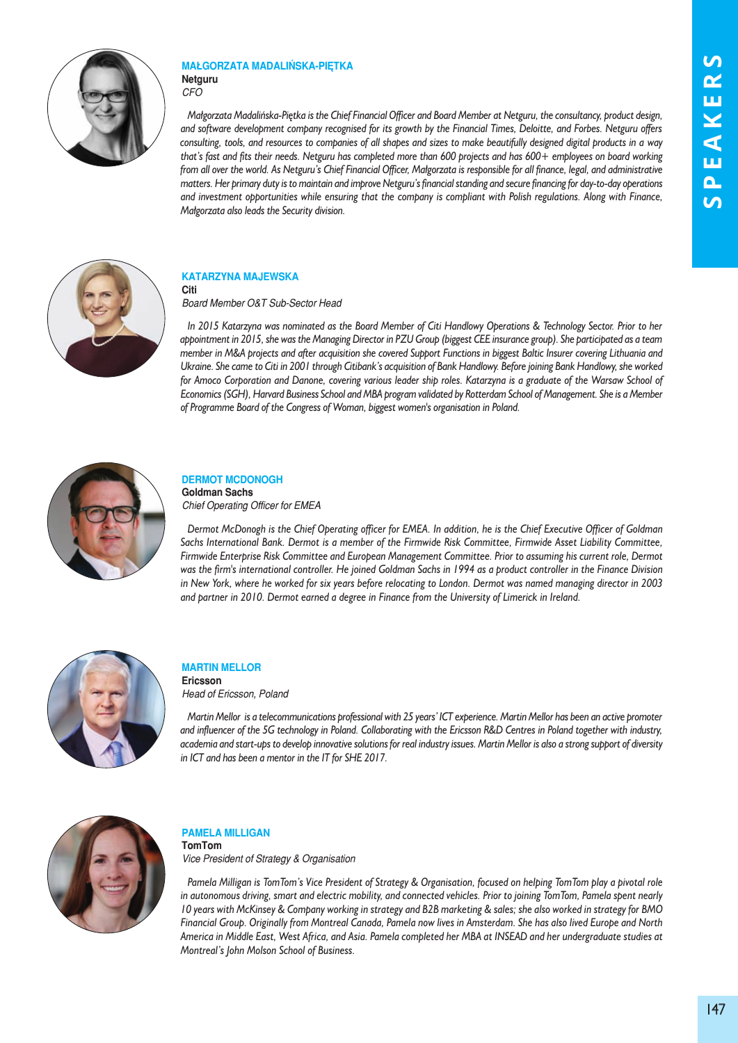### MAŁGORZATA MADALIŃSKA-PIĘTKA

**Netguru**
*CFO*

*Małgorzata Madalińska-Piętka is the Chief Financial Officer and Board Member at Netguru, the consultancy, product design, and software development company recognised for its growth by the Financial Times, Deloitte, and Forbes. Netguru offers consulting, tools, and resources to companies of all shapes and sizes to make beautifully designed digital products in a way that's fast and fits their needs. Netguru has completed more than 600 projects and has 600+ employees on board working from all over the world. As Netguru's Chief Financial Officer, Małgorzata is responsible for all finance, legal, and administrative matters. Her primary duty is to maintain and improve Netguru's financial standing and secure financing for day-to-day operations and investment opportunities while ensuring that the company is compliant with Polish regulations. Along with Finance, Małgorzata also leads the Security division.*

### KATARZYNA MAJEWSKA

**Citi**
*Board Member O&T Sub-Sector Head*

*In 2015 Katarzyna was nominated as the Board Member of Citi Handlowy Operations & Technology Sector. Prior to her appointment in 2015, she was the Managing Director in PZU Group (biggest CEE insurance group). She participated as a team member in M&A projects and after acquisition she covered Support Functions in biggest Baltic Insurer covering Lithuania and Ukraine. She came to Citi in 2001 through Citibank's acquisition of Bank Handlowy. Before joining Bank Handlowy, she worked for Amoco Corporation and Danone, covering various leader ship roles. Katarzyna is a graduate of the Warsaw School of Economics (SGH), Harvard Business School and MBA program validated by Rotterdam School of Management. She is a Member of Programme Board of the Congress of Woman, biggest women's organisation in Poland.*

### DERMOT MCDONOGH

**Goldman Sachs**
*Chief Operating Officer for EMEA*

*Dermot McDonogh is the Chief Operating officer for EMEA. In addition, he is the Chief Executive Officer of Goldman Sachs International Bank. Dermot is a member of the Firmwide Risk Committee, Firmwide Asset Liability Committee, Firmwide Enterprise Risk Committee and European Management Committee. Prior to assuming his current role, Dermot was the firm's international controller. He joined Goldman Sachs in 1994 as a product controller in the Finance Division in New York, where he worked for six years before relocating to London. Dermot was named managing director in 2003 and partner in 2010. Dermot earned a degree in Finance from the University of Limerick in Ireland.*

### MARTIN MELLOR

**Ericsson**
*Head of Ericsson, Poland*

*Martin Mellor is a telecommunications professional with 25 years' ICT experience. Martin Mellor has been an active promoter and influencer of the 5G technology in Poland. Collaborating with the Ericsson R&D Centres in Poland together with industry, academia and start-ups to develop innovative solutions for real industry issues. Martin Mellor is also a strong support of diversity in ICT and has been a mentor in the IT for SHE 2017.*

### PAMELA MILLIGAN

**TomTom**
*Vice President of Strategy & Organisation*

*Pamela Milligan is TomTom's Vice President of Strategy & Organisation, focused on helping TomTom play a pivotal role in autonomous driving, smart and electric mobility, and connected vehicles. Prior to joining TomTom, Pamela spent nearly 10 years with McKinsey & Company working in strategy and B2B marketing & sales; she also worked in strategy for BMO Financial Group. Originally from Montreal Canada, Pamela now lives in Amsterdam. She has also lived Europe and North America in Middle East, West Africa, and Asia. Pamela completed her MBA at INSEAD and her undergraduate studies at Montreal's John Molson School of Business.*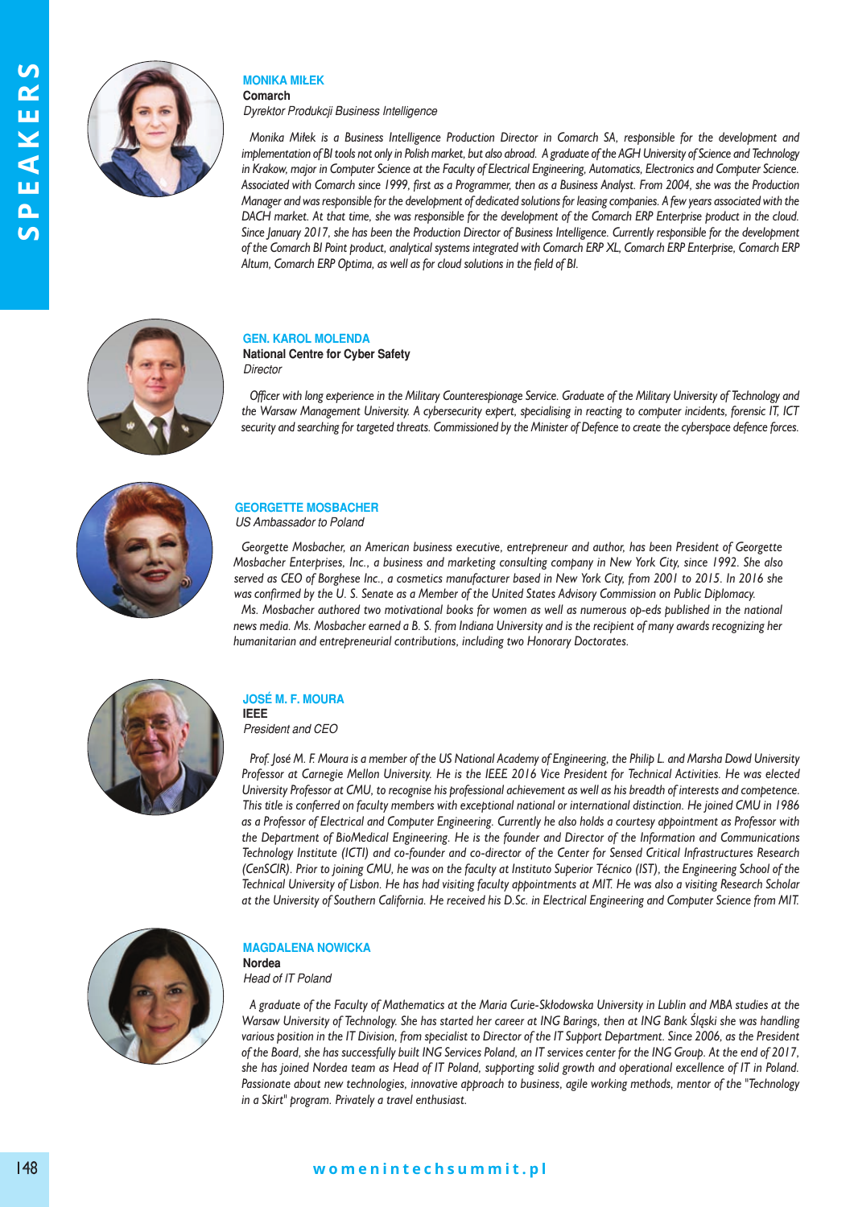### MONIKA MIŁEK

**Comarch**

*Dyrektor Produkcji Business Intelligence*

*Monika Miłek is a Business Intelligence Production Director in Comarch SA, responsible for the development and implementation of BI tools not only in Polish market, but also abroad. A graduate of the AGH University of Science and Technology in Krakow, major in Computer Science at the Faculty of Electrical Engineering, Automatics, Electronics and Computer Science. Associated with Comarch since 1999, first as a Programmer, then as a Business Analyst. From 2004, she was the Production Manager and was responsible for the development of dedicated solutions for leasing companies. A few years associated with the DACH market. At that time, she was responsible for the development of the Comarch ERP Enterprise product in the cloud. Since January 2017, she has been the Production Director of Business Intelligence. Currently responsible for the development of the Comarch BI Point product, analytical systems integrated with Comarch ERP XL, Comarch ERP Enterprise, Comarch ERP Altum, Comarch ERP Optima, as well as for cloud solutions in the field of BI.*

### GEN. KAROL MOLENDA

**National Centre for Cyber Safety**

*Director*

*Officer with long experience in the Military Counterespionage Service. Graduate of the Military University of Technology and the Warsaw Management University. A cybersecurity expert, specialising in reacting to computer incidents, forensic IT, ICT security and searching for targeted threats. Commissioned by the Minister of Defence to create the cyberspace defence forces.*

### GEORGETTE MOSBACHER

*US Ambassador to Poland*

*Georgette Mosbacher, an American business executive, entrepreneur and author, has been President of Georgette Mosbacher Enterprises, Inc., a business and marketing consulting company in New York City, since 1992. She also served as CEO of Borghese Inc., a cosmetics manufacturer based in New York City, from 2001 to 2015. In 2016 she was confirmed by the U. S. Senate as a Member of the United States Advisory Commission on Public Diplomacy.*

*Ms. Mosbacher authored two motivational books for women as well as numerous op-eds published in the national news media. Ms. Mosbacher earned a B. S. from Indiana University and is the recipient of many awards recognizing her humanitarian and entrepreneurial contributions, including two Honorary Doctorates.*

### JOSÉ M. F. MOURA

**IEEE**

*President and CEO*

*Prof. José M. F. Moura is a member of the US National Academy of Engineering, the Philip L. and Marsha Dowd University Professor at Carnegie Mellon University. He is the IEEE 2016 Vice President for Technical Activities. He was elected University Professor at CMU, to recognise his professional achievement as well as his breadth of interests and competence. This title is conferred on faculty members with exceptional national or international distinction. He joined CMU in 1986 as a Professor of Electrical and Computer Engineering. Currently he also holds a courtesy appointment as Professor with the Department of BioMedical Engineering. He is the founder and Director of the Information and Communications Technology Institute (ICTI) and co-founder and co-director of the Center for Sensed Critical Infrastructures Research (CenSCIR). Prior to joining CMU, he was on the faculty at Instituto Superior Técnico (IST), the Engineering School of the Technical University of Lisbon. He has had visiting faculty appointments at MIT. He was also a visiting Research Scholar at the University of Southern California. He received his D.Sc. in Electrical Engineering and Computer Science from MIT.*

### MAGDALENA NOWICKA

**Nordea**

*Head of IT Poland*

*A graduate of the Faculty of Mathematics at the Maria Curie-Skłodowska University in Lublin and MBA studies at the Warsaw University of Technology. She has started her career at ING Barings, then at ING Bank Śląski she was handling various position in the IT Division, from specialist to Director of the IT Support Department. Since 2006, as the President of the Board, she has successfully built ING Services Poland, an IT services center for the ING Group. At the end of 2017, she has joined Nordea team as Head of IT Poland, supporting solid growth and operational excellence of IT in Poland. Passionate about new technologies, innovative approach to business, agile working methods, mentor of the "Technology in a Skirt" program. Privately a travel enthusiast.*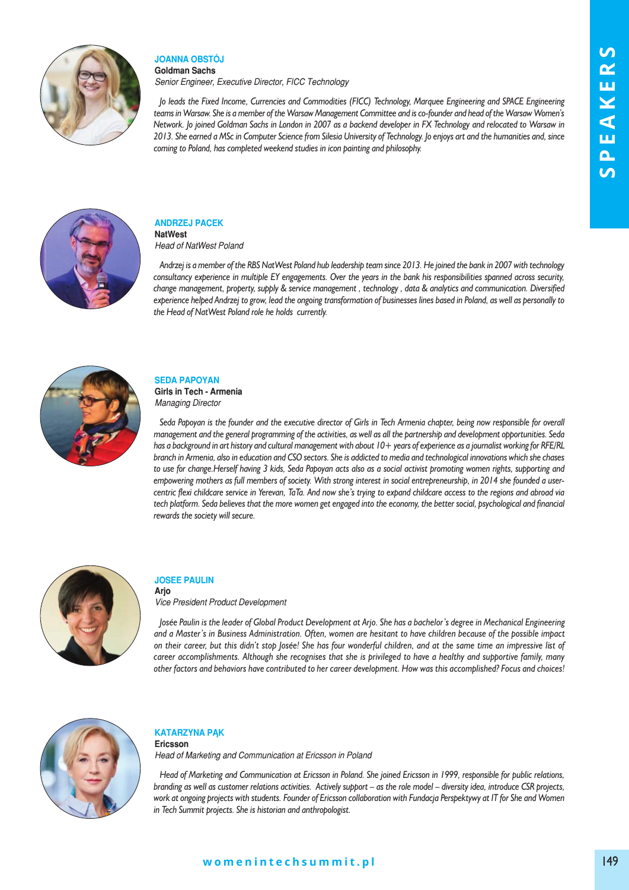### JOANNA OBSTÓJ

**Goldman Sachs**

*Senior Engineer, Executive Director, FICC Technology*

*Jo leads the Fixed Income, Currencies and Commodities (FICC) Technology, Marquee Engineering and SPACE Engineering teams in Warsaw. She is a member of the Warsaw Management Committee and is co-founder and head of the Warsaw Women's Network. Jo joined Goldman Sachs in London in 2007 as a backend developer in FX Technology and relocated to Warsaw in 2013. She earned a MSc in Computer Science from Silesia University of Technology. Jo enjoys art and the humanities and, since coming to Poland, has completed weekend studies in icon painting and philosophy.*

### ANDRZEJ PACEK

**NatWest**

*Head of NatWest Poland*

*Andrzej is a member of the RBS NatWest Poland hub leadership team since 2013. He joined the bank in 2007 with technology consultancy experience in multiple EY engagements. Over the years in the bank his responsibilities spanned across security, change management, property, supply & service management , technology , data & analytics and communication. Diversified experience helped Andrzej to grow, lead the ongoing transformation of businesses lines based in Poland, as well as personally to the Head of NatWest Poland role he holds currently.*

### SEDA PAPOYAN

**Girls in Tech - Armenia**

*Managing Director*

*Seda Papoyan is the founder and the executive director of Girls in Tech Armenia chapter, being now responsible for overall management and the general programming of the activities, as well as all the partnership and development opportunities. Seda has a background in art history and cultural management with about 10+ years of experience as a journalist working for RFE/RL branch in Armenia, also in education and CSO sectors. She is addicted to media and technological innovations which she chases to use for change.Herself having 3 kids, Seda Papoyan acts also as a social activist promoting women rights, supporting and empowering mothers as full members of society. With strong interest in social entrepreneurship, in 2014 she founded a user-centric flexi childcare service in Yerevan, TaTa. And now she's trying to expand childcare access to the regions and abroad via tech platform. Seda believes that the more women get engaged into the economy, the better social, psychological and financial rewards the society will secure.*

### JOSEE PAULIN

**Arjo**

*Vice President Product Development*

*Josée Paulin is the leader of Global Product Development at Arjo. She has a bachelor's degree in Mechanical Engineering and a Master's in Business Administration. Often, women are hesitant to have children because of the possible impact on their career, but this didn't stop Josée! She has four wonderful children, and at the same time an impressive list of career accomplishments. Although she recognises that she is privileged to have a healthy and supportive family, many other factors and behaviors have contributed to her career development. How was this accomplished? Focus and choices!*

### KATARZYNA PĄK

**Ericsson**

*Head of Marketing and Communication at Ericsson in Poland*

*Head of Marketing and Communication at Ericsson in Poland. She joined Ericsson in 1999, responsible for public relations, branding as well as customer relations activities. Actively support – as the role model – diversity idea, introduce CSR projects, work at ongoing projects with students. Founder of Ericsson collaboration with Fundacja Perspektywy at IT for She and Women in Tech Summit projects. She is historian and anthropologist.*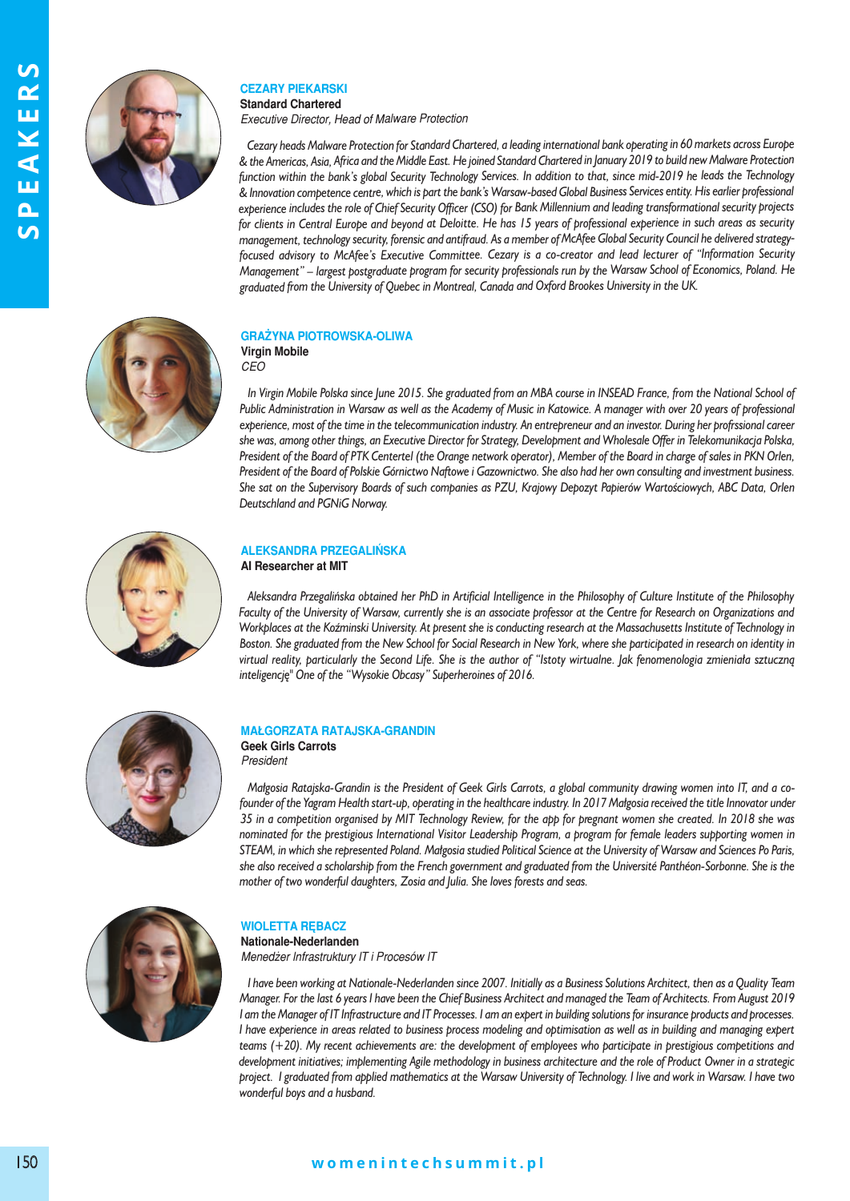### CEZARY PIEKARSKI

**Standard Chartered**

*Executive Director, Head of Malware Protection*

*Cezary heads Malware Protection for Standard Chartered, a leading international bank operating in 60 markets across Europe & the Americas, Asia, Africa and the Middle East. He joined Standard Chartered in January 2019 to build new Malware Protection function within the bank's global Security Technology Services. In addition to that, since mid-2019 he leads the Technology & Innovation competence centre, which is part the bank's Warsaw-based Global Business Services entity. His earlier professional experience includes the role of Chief Security Officer (CSO) for Bank Millennium and leading transformational security projects for clients in Central Europe and beyond at Deloitte. He has 15 years of professional experience in such areas as security management, technology security, forensic and antifraud. As a member of McAfee Global Security Council he delivered strategy-focused advisory to McAfee's Executive Committee. Cezary is a co-creator and lead lecturer of "Information Security Management" – largest postgraduate program for security professionals run by the Warsaw School of Economics, Poland. He graduated from the University of Quebec in Montreal, Canada and Oxford Brookes University in the UK.*

### GRAŻYNA PIOTROWSKA-OLIWA

**Virgin Mobile**

*CEO*

*In Virgin Mobile Polska since June 2015. She graduated from an MBA course in INSEAD France, from the National School of Public Administration in Warsaw as well as the Academy of Music in Katowice. A manager with over 20 years of professional experience, most of the time in the telecommunication industry. An entrepreneur and an investor. During her profrssional career she was, among other things, an Executive Director for Strategy, Development and Wholesale Offer in Telekomunikacja Polska, President of the Board of PTK Centertel (the Orange network operator), Member of the Board in charge of sales in PKN Orlen, President of the Board of Polskie Górnictwo Naftowe i Gazownictwo. She also had her own consulting and investment business. She sat on the Supervisory Boards of such companies as PZU, Krajowy Depozyt Papierów Wartościowych, ABC Data, Orlen Deutschland and PGNiG Norway.*

### ALEKSANDRA PRZEGALIŃSKA

**AI Researcher at MIT**

*Aleksandra Przegalińska obtained her PhD in Artificial Intelligence in the Philosophy of Culture Institute of the Philosophy Faculty of the University of Warsaw, currently she is an associate professor at the Centre for Research on Organizations and Workplaces at the Koźminski University. At present she is conducting research at the Massachusetts Institute of Technology in Boston. She graduated from the New School for Social Research in New York, where she participated in research on identity in virtual reality, particularly the Second Life. She is the author of "Istoty wirtualne. Jak fenomenologia zmieniała sztuczną inteligencję" One of the "Wysokie Obcasy" Superheroines of 2016.*

### MAŁGORZATA RATAJSKA-GRANDIN

**Geek Girls Carrots**

*President*

*Małgosia Ratajska-Grandin is the President of Geek Girls Carrots, a global community drawing women into IT, and a co-founder of the Yagram Health start-up, operating in the healthcare industry. In 2017 Małgosia received the title Innovator under 35 in a competition organised by MIT Technology Review, for the app for pregnant women she created. In 2018 she was nominated for the prestigious International Visitor Leadership Program, a program for female leaders supporting women in STEAM, in which she represented Poland. Małgosia studied Political Science at the University of Warsaw and Sciences Po Paris, she also received a scholarship from the French government and graduated from the Université Panthéon-Sorbonne. She is the mother of two wonderful daughters, Zosia and Julia. She loves forests and seas.*

### WIOLETTA RĘBACZ

**Nationale-Nederlanden**

*Menedżer Infrastruktury IT i Procesów IT*

*I have been working at Nationale-Nederlanden since 2007. Initially as a Business Solutions Architect, then as a Quality Team Manager. For the last 6 years I have been the Chief Business Architect and managed the Team of Architects. From August 2019 I am the Manager of IT Infrastructure and IT Processes. I am an expert in building solutions for insurance products and processes. I have experience in areas related to business process modeling and optimisation as well as in building and managing expert teams (+20). My recent achievements are: the development of employees who participate in prestigious competitions and development initiatives; implementing Agile methodology in business architecture and the role of Product Owner in a strategic project. I graduated from applied mathematics at the Warsaw University of Technology. I live and work in Warsaw. I have two wonderful boys and a husband.*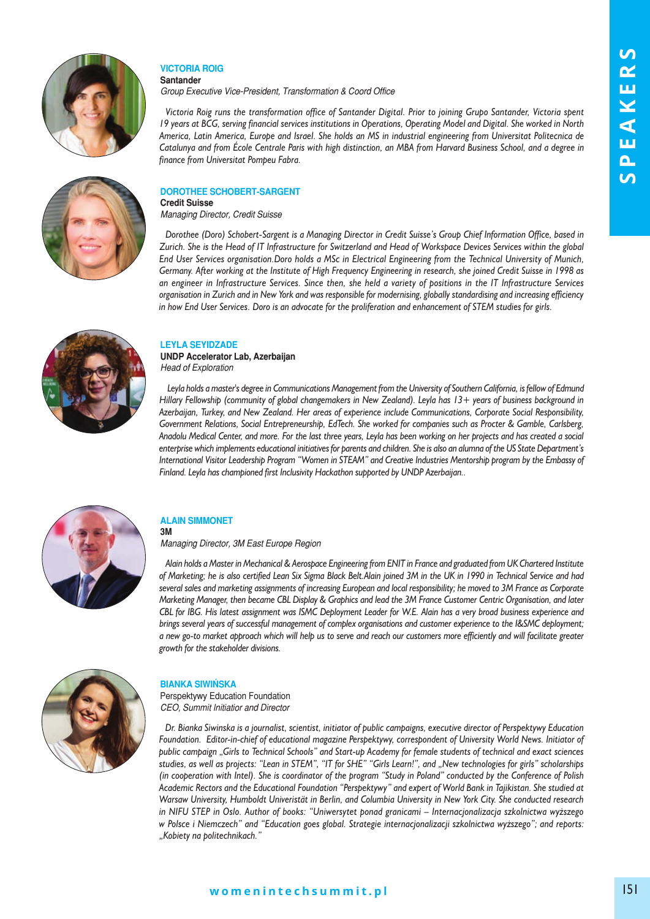### VICTORIA ROIG

**Santander**

*Group Executive Vice-President, Transformation & Coord Office*

*Victoria Roig runs the transformation office of Santander Digital. Prior to joining Grupo Santander, Victoria spent 19 years at BCG, serving financial services institutions in Operations, Operating Model and Digital. She worked in North America, Latin America, Europe and Israel. She holds an MS in industrial engineering from Universitat Politecnica de Catalunya and from École Centrale Paris with high distinction, an MBA from Harvard Business School, and a degree in finance from Universitat Pompeu Fabra.*

### DOROTHEE SCHOBERT-SARGENT

**Credit Suisse**

*Managing Director, Credit Suisse*

*Dorothee (Doro) Schobert-Sargent is a Managing Director in Credit Suisse's Group Chief Information Office, based in Zurich. She is the Head of IT Infrastructure for Switzerland and Head of Workspace Devices Services within the global End User Services organisation.Doro holds a MSc in Electrical Engineering from the Technical University of Munich, Germany. After working at the Institute of High Frequency Engineering in research, she joined Credit Suisse in 1998 as an engineer in Infrastructure Services. Since then, she held a variety of positions in the IT Infrastructure Services organisation in Zurich and in New York and was responsible for modernising, globally standardising and increasing efficiency in how End User Services. Doro is an advocate for the proliferation and enhancement of STEM studies for girls.*

### LEYLA SEYIDZADE

**UNDP Accelerator Lab, Azerbaijan**

*Head of Exploration*

*Leyla holds a master's degree in Communications Management from the University of Southern California, is fellow of Edmund Hillary Fellowship (community of global changemakers in New Zealand). Leyla has 13+ years of business background in Azerbaijan, Turkey, and New Zealand. Her areas of experience include Communications, Corporate Social Responsibility, Government Relations, Social Entrepreneurship, EdTech. She worked for companies such as Procter & Gamble, Carlsberg, Anadolu Medical Center, and more. For the last three years, Leyla has been working on her projects and has created a social enterprise which implements educational initiatives for parents and children. She is also an alumna of the US State Department's International Visitor Leadership Program "Women in STEAM" and Creative Industries Mentorship program by the Embassy of Finland. Leyla has championed first Inclusivity Hackathon supported by UNDP Azerbaijan..*

### ALAIN SIMMONET

**3M**

*Managing Director, 3M East Europe Region*

*Alain holds a Master in Mechanical & Aerospace Engineering from ENIT in France and graduated from UK Chartered Institute of Marketing; he is also certified Lean Six Sigma Black Belt.Alain joined 3M in the UK in 1990 in Technical Service and had several sales and marketing assignments of increasing European and local responsibility; he moved to 3M France as Corporate Marketing Manager, then became CBL Display & Graphics and lead the 3M France Customer Centric Organisation, and later CBL for IBG. His latest assignment was ISMC Deployment Leader for W.E. Alain has a very broad business experience and brings several years of successful management of complex organisations and customer experience to the I&SMC deployment; a new go-to market approach which will help us to serve and reach our customers more efficiently and will facilitate greater growth for the stakeholder divisions.*

### BIANKA SIWIŃSKA

Perspektywy Education Foundation

*CEO, Summit Initiator and Director*

*Dr. Bianka Siwinska is a journalist, scientist, initiator of public campaigns, executive director of Perspektywy Education Foundation. Editor-in-chief of educational magazine Perspektywy, correspondent of University World News. Initiator of public campaign „Girls to Technical Schools" and Start-up Academy for female students of technical and exact sciences studies, as well as projects: "Lean in STEM", "IT for SHE" "Girls Learn!", and „New technologies for girls" scholarships (in cooperation with Intel). She is coordinator of the program "Study in Poland" conducted by the Conference of Polish Academic Rectors and the Educational Foundation "Perspektywy" and expert of World Bank in Tajikistan. She studied at Warsaw University, Humboldt Univeristät in Berlin, and Columbia University in New York City. She conducted research in NIFU STEP in Oslo. Author of books: "Uniwersytet ponad granicami – Internacjonalizacja szkolnictwa wyższego w Polsce i Niemczech" and "Education goes global. Strategie internacjonalizacji szkolnictwa wyższego"; and reports: „Kobiety na politechnikach."*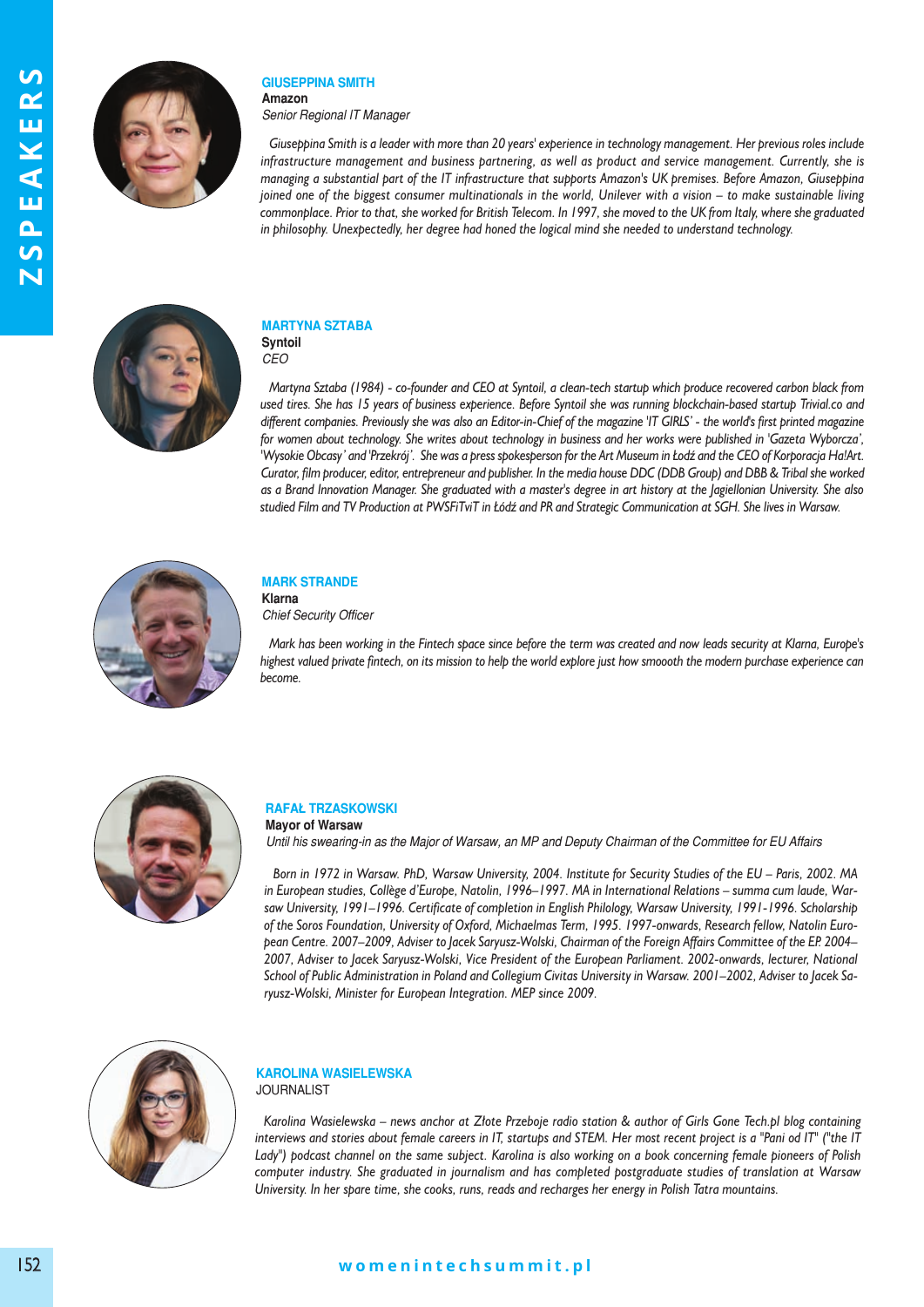### GIUSEPPINA SMITH

**Amazon**

*Senior Regional IT Manager*

*Giuseppina Smith is a leader with more than 20 years' experience in technology management. Her previous roles include infrastructure management and business partnering, as well as product and service management. Currently, she is managing a substantial part of the IT infrastructure that supports Amazon's UK premises. Before Amazon, Giuseppina joined one of the biggest consumer multinationals in the world, Unilever with a vision – to make sustainable living commonplace. Prior to that, she worked for British Telecom. In 1997, she moved to the UK from Italy, where she graduated in philosophy. Unexpectedly, her degree had honed the logical mind she needed to understand technology.*

### MARTYNA SZTABA

**Syntoil**

*CEO*

*Martyna Sztaba (1984) - co-founder and CEO at Syntoil, a clean-tech startup which produce recovered carbon black from used tires. She has 15 years of business experience. Before Syntoil she was running blockchain-based startup Trivial.co and different companies. Previously she was also an Editor-in-Chief of the magazine 'IT GIRLS' - the world's first printed magazine for women about technology. She writes about technology in business and her works were published in 'Gazeta Wyborcza', 'Wysokie Obcasy' and 'Przekrój'. She was a press spokesperson for the Art Museum in Łódź and the CEO of Korporacja Ha!Art. Curator, film producer, editor, entrepreneur and publisher. In the media house DDC (DDB Group) and DBB & Tribal she worked as a Brand Innovation Manager. She graduated with a master's degree in art history at the Jagiellonian University. She also studied Film and TV Production at PWSFiTviT in Łódź and PR and Strategic Communication at SGH. She lives in Warsaw.*

### MARK STRANDE

**Klarna**

*Chief Security Officer*

*Mark has been working in the Fintech space since before the term was created and now leads security at Klarna, Europe's highest valued private fintech, on its mission to help the world explore just how smoooth the modern purchase experience can become.*

### RAFAŁ TRZASKOWSKI

**Mayor of Warsaw**

*Until his swearing-in as the Major of Warsaw, an MP and Deputy Chairman of the Committee for EU Affairs*

*Born in 1972 in Warsaw. PhD, Warsaw University, 2004. Institute for Security Studies of the EU – Paris, 2002. MA in European studies, Collège d'Europe, Natolin, 1996–1997. MA in International Relations – summa cum laude, Warsaw University, 1991–1996. Certificate of completion in English Philology, Warsaw University, 1991-1996. Scholarship of the Soros Foundation, University of Oxford, Michaelmas Term, 1995. 1997-onwards, Research fellow, Natolin European Centre. 2007–2009, Adviser to Jacek Saryusz-Wolski, Chairman of the Foreign Affairs Committee of the EP. 2004–2007, Adviser to Jacek Saryusz-Wolski, Vice President of the European Parliament. 2002-onwards, lecturer, National School of Public Administration in Poland and Collegium Civitas University in Warsaw. 2001–2002, Adviser to Jacek Saryusz-Wolski, Minister for European Integration. MEP since 2009.*

### KAROLINA WASIELEWSKA

JOURNALIST

*Karolina Wasielewska – news anchor at Złote Przeboje radio station & author of Girls Gone Tech.pl blog containing interviews and stories about female careers in IT, startups and STEM. Her most recent project is a "Pani od IT" ("the IT Lady") podcast channel on the same subject. Karolina is also working on a book concerning female pioneers of Polish computer industry. She graduated in journalism and has completed postgraduate studies of translation at Warsaw University. In her spare time, she cooks, runs, reads and recharges her energy in Polish Tatra mountains.*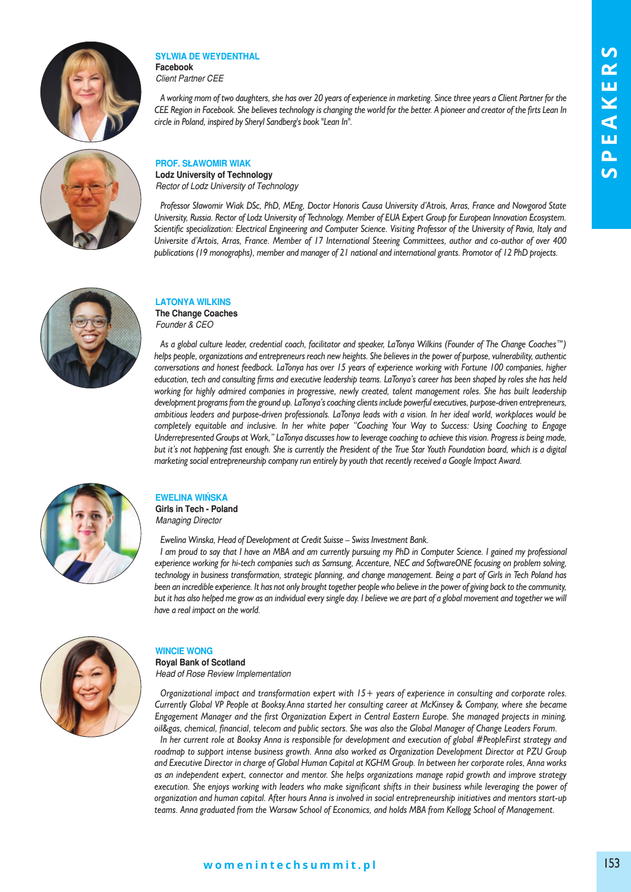### SYLWIA DE WEYDENTHAL

**Facebook**

*Client Partner CEE*

*A working mom of two daughters, she has over 20 years of experience in marketing. Since three years a Client Partner for the CEE Region in Facebook. She believes technology is changing the world for the better. A pioneer and creator of the firts Lean In circle in Poland, inspired by Sheryl Sandberg's book "Lean In".*

### PROF. SŁAWOMIR WIAK

**Lodz University of Technology**

*Rector of Lodz University of Technology*

*Professor Sławomir Wiak DSc, PhD, MEng, Doctor Honoris Causa University d'Atrois, Arras, France and Nowgorod State University, Russia. Rector of Lodz University of Technology. Member of EUA Expert Group for European Innovation Ecosystem. Scientific specialization: Electrical Engineering and Computer Science. Visiting Professor of the University of Pavia, Italy and Universite d'Artois, Arras, France. Member of 17 International Steering Committees, author and co-author of over 400 publications (19 monographs), member and manager of 21 national and international grants. Promotor of 12 PhD projects.*

### LATONYA WILKINS

**The Change Coaches**

*Founder & CEO*

*As a global culture leader, credential coach, facilitator and speaker, LaTonya Wilkins (Founder of The Change Coaches™) helps people, organizations and entrepreneurs reach new heights. She believes in the power of purpose, vulnerability, authentic conversations and honest feedback. LaTonya has over 15 years of experience working with Fortune 100 companies, higher education, tech and consulting firms and executive leadership teams. LaTonya's career has been shaped by roles she has held working for highly admired companies in progressive, newly created, talent management roles. She has built leadership development programs from the ground up. LaTonya's coaching clients include powerful executives, purpose-driven entrepreneurs, ambitious leaders and purpose-driven professionals. LaTonya leads with a vision. In her ideal world, workplaces would be completely equitable and inclusive. In her white paper "Coaching Your Way to Success: Using Coaching to Engage Underrepresented Groups at Work," LaTonya discusses how to leverage coaching to achieve this vision. Progress is being made, but it's not happening fast enough. She is currently the President of the True Star Youth Foundation board, which is a digital marketing social entrepreneurship company run entirely by youth that recently received a Google Impact Award.*

### EWELINA WIŃSKA

**Girls in Tech - Poland**

*Managing Director*

*Ewelina Winska, Head of Development at Credit Suisse – Swiss Investment Bank.*

*I am proud to say that I have an MBA and am currently pursuing my PhD in Computer Science. I gained my professional experience working for hi-tech companies such as Samsung, Accenture, NEC and SoftwareONE focusing on problem solving, technology in business transformation, strategic planning, and change management. Being a part of Girls in Tech Poland has been an incredible experience. It has not only brought together people who believe in the power of giving back to the community, but it has also helped me grow as an individual every single day. I believe we are part of a global movement and together we will have a real impact on the world.*

### WINCIE WONG

**Royal Bank of Scotland**

*Head of Rose Review Implementation*

*Organizational impact and transformation expert with 15+ years of experience in consulting and corporate roles. Currently Global VP People at Booksy.Anna started her consulting career at McKinsey & Company, where she became Engagement Manager and the first Organization Expert in Central Eastern Europe. She managed projects in mining, oil&gas, chemical, financial, telecom and public sectors. She was also the Global Manager of Change Leaders Forum.*

*In her current role at Booksy Anna is responsible for development and execution of global #PeopleFirst strategy and roadmap to support intense business growth. Anna also worked as Organization Development Director at PZU Group and Executive Director in charge of Global Human Capital at KGHM Group. In between her corporate roles, Anna works as an independent expert, connector and mentor. She helps organizations manage rapid growth and improve strategy execution. She enjoys working with leaders who make significant shifts in their business while leveraging the power of organization and human capital. After hours Anna is involved in social entrepreneurship initiatives and mentors start-up teams. Anna graduated from the Warsaw School of Economics, and holds MBA from Kellogg School of Management.*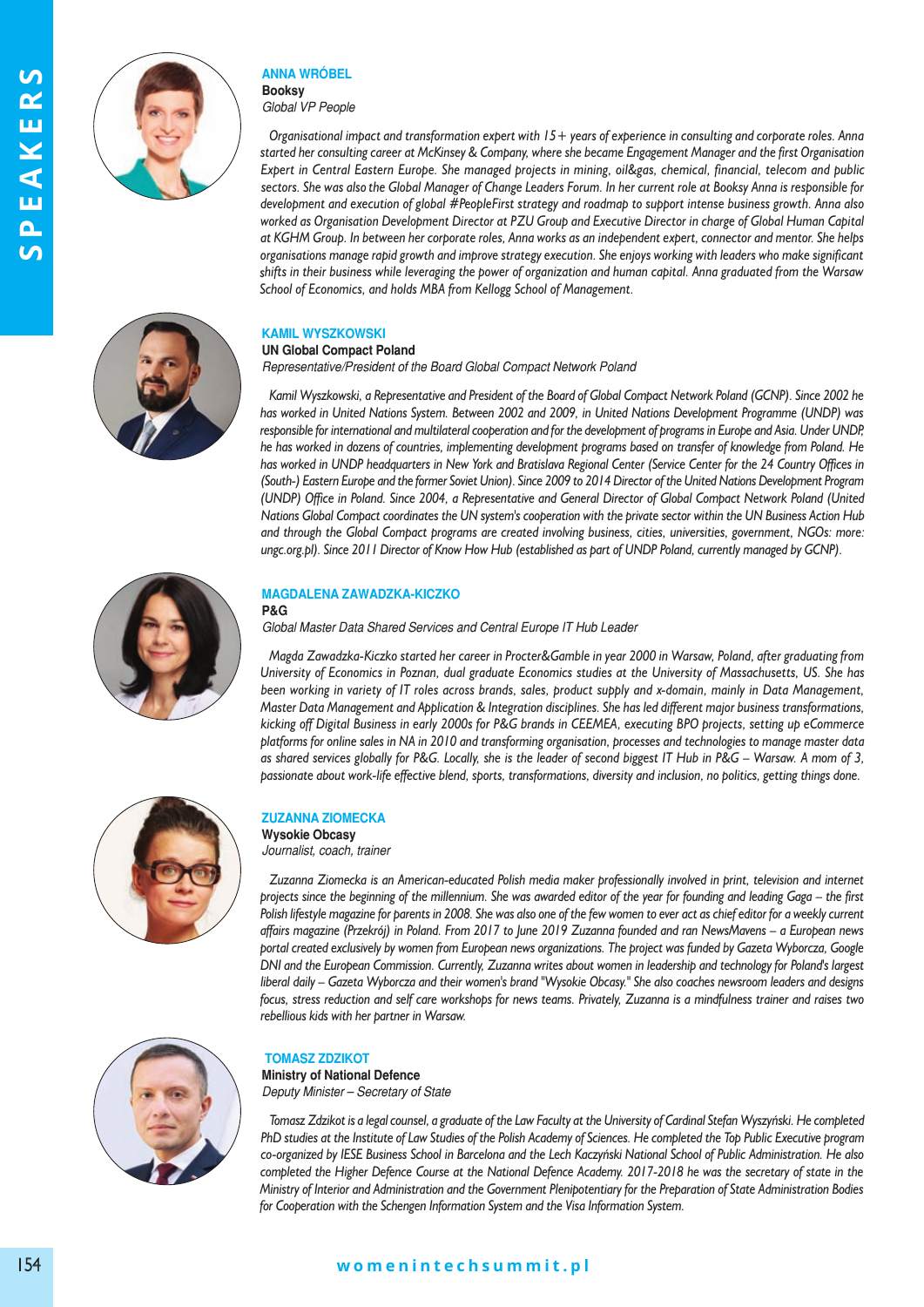### ANNA WRÓBEL

**Booksy**

*Global VP People*

*Organisational impact and transformation expert with 15+ years of experience in consulting and corporate roles. Anna started her consulting career at McKinsey & Company, where she became Engagement Manager and the first Organisation Expert in Central Eastern Europe. She managed projects in mining, oil&gas, chemical, financial, telecom and public sectors. She was also the Global Manager of Change Leaders Forum. In her current role at Booksy Anna is responsible for development and execution of global #PeopleFirst strategy and roadmap to support intense business growth. Anna also worked as Organisation Development Director at PZU Group and Executive Director in charge of Global Human Capital at KGHM Group. In between her corporate roles, Anna works as an independent expert, connector and mentor. She helps organisations manage rapid growth and improve strategy execution. She enjoys working with leaders who make significant shifts in their business while leveraging the power of organization and human capital. Anna graduated from the Warsaw School of Economics, and holds MBA from Kellogg School of Management.*

### KAMIL WYSZKOWSKI

**UN Global Compact Poland**

*Representative/President of the Board Global Compact Network Poland*

*Kamil Wyszkowski, a Representative and President of the Board of Global Compact Network Poland (GCNP). Since 2002 he has worked in United Nations System. Between 2002 and 2009, in United Nations Development Programme (UNDP) was responsible for international and multilateral cooperation and for the development of programs in Europe and Asia. Under UNDP, he has worked in dozens of countries, implementing development programs based on transfer of knowledge from Poland. He has worked in UNDP headquarters in New York and Bratislava Regional Center (Service Center for the 24 Country Offices in (South-) Eastern Europe and the former Soviet Union). Since 2009 to 2014 Director of the United Nations Development Program (UNDP) Office in Poland. Since 2004, a Representative and General Director of Global Compact Network Poland (United Nations Global Compact coordinates the UN system's cooperation with the private sector within the UN Business Action Hub and through the Global Compact programs are created involving business, cities, universities, government, NGOs: more: ungc.org.pl). Since 2011 Director of Know How Hub (established as part of UNDP Poland, currently managed by GCNP).*

### MAGDALENA ZAWADZKA-KICZKO

**P&G**

*Global Master Data Shared Services and Central Europe IT Hub Leader*

*Magda Zawadzka-Kiczko started her career in Procter&Gamble in year 2000 in Warsaw, Poland, after graduating from University of Economics in Poznan, dual graduate Economics studies at the University of Massachusetts, US. She has been working in variety of IT roles across brands, sales, product supply and x-domain, mainly in Data Management, Master Data Management and Application & Integration disciplines. She has led different major business transformations, kicking off Digital Business in early 2000s for P&G brands in CEEMEA, executing BPO projects, setting up eCommerce platforms for online sales in NA in 2010 and transforming organisation, processes and technologies to manage master data as shared services globally for P&G. Locally, she is the leader of second biggest IT Hub in P&G – Warsaw. A mom of 3, passionate about work-life effective blend, sports, transformations, diversity and inclusion, no politics, getting things done.*

### ZUZANNA ZIOMECKA

**Wysokie Obcasy**

*Journalist, coach, trainer*

*Zuzanna Ziomecka is an American-educated Polish media maker professionally involved in print, television and internet projects since the beginning of the millennium. She was awarded editor of the year for founding and leading Gaga – the first Polish lifestyle magazine for parents in 2008. She was also one of the few women to ever act as chief editor for a weekly current affairs magazine (Przekrój) in Poland. From 2017 to June 2019 Zuzanna founded and ran NewsMavens – a European news portal created exclusively by women from European news organizations. The project was funded by Gazeta Wyborcza, Google DNI and the European Commission. Currently, Zuzanna writes about women in leadership and technology for Poland's largest liberal daily – Gazeta Wyborcza and their women's brand "Wysokie Obcasy." She also coaches newsroom leaders and designs focus, stress reduction and self care workshops for news teams. Privately, Zuzanna is a mindfulness trainer and raises two rebellious kids with her partner in Warsaw.*

### TOMASZ ZDZIKOT

**Ministry of National Defence**

*Deputy Minister – Secretary of State*

*Tomasz Zdzikot is a legal counsel, a graduate of the Law Faculty at the University of Cardinal Stefan Wyszyński. He completed PhD studies at the Institute of Law Studies of the Polish Academy of Sciences. He completed the Top Public Executive program co-organized by IESE Business School in Barcelona and the Lech Kaczyński National School of Public Administration. He also completed the Higher Defence Course at the National Defence Academy. 2017-2018 he was the secretary of state in the Ministry of Interior and Administration and the Government Plenipotentiary for the Preparation of State Administration Bodies for Cooperation with the Schengen Information System and the Visa Information System.*